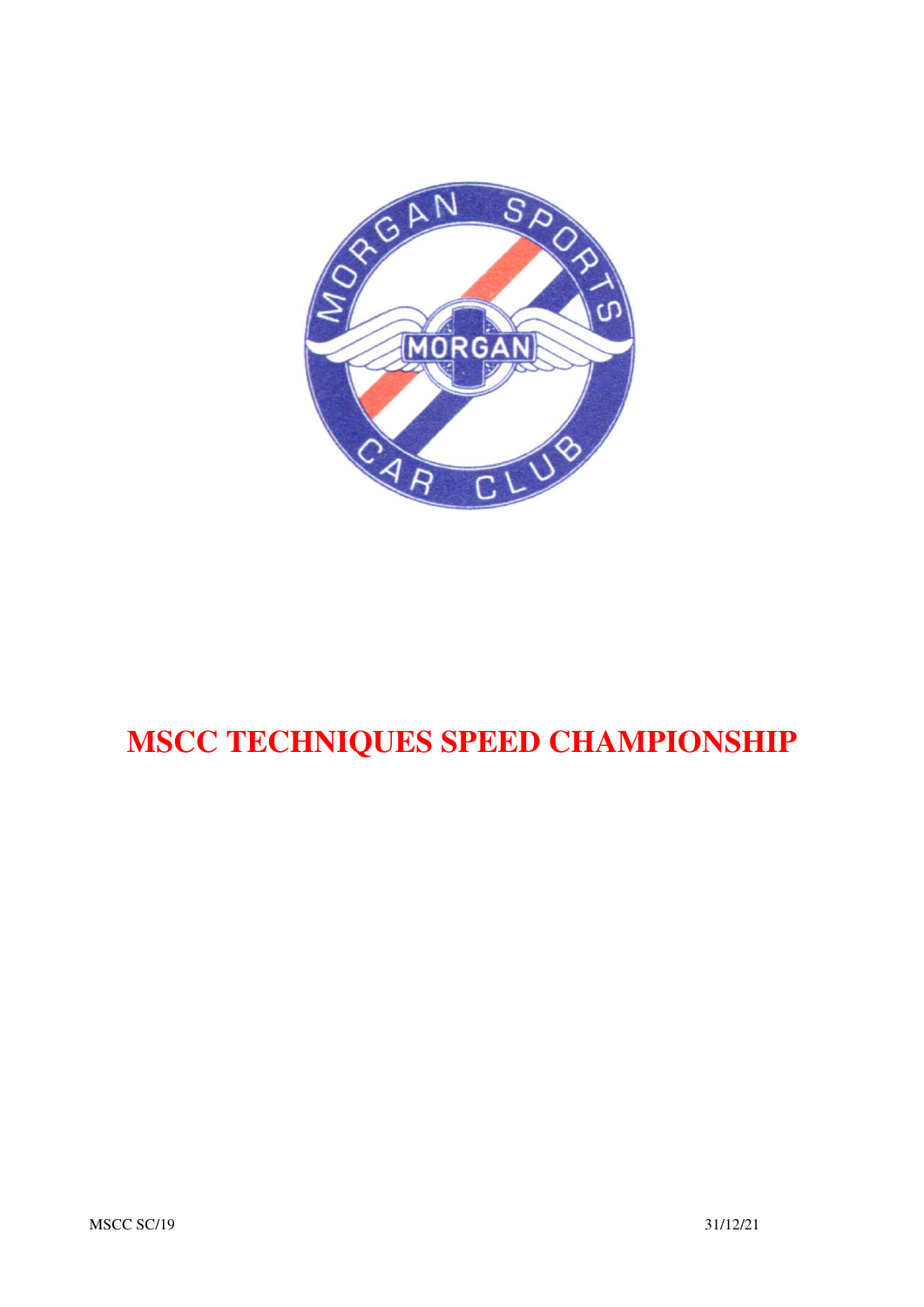# MSCC TECHNIQUES SPEED CHAMPIONSHIP

MSCC SC/19 31/12/21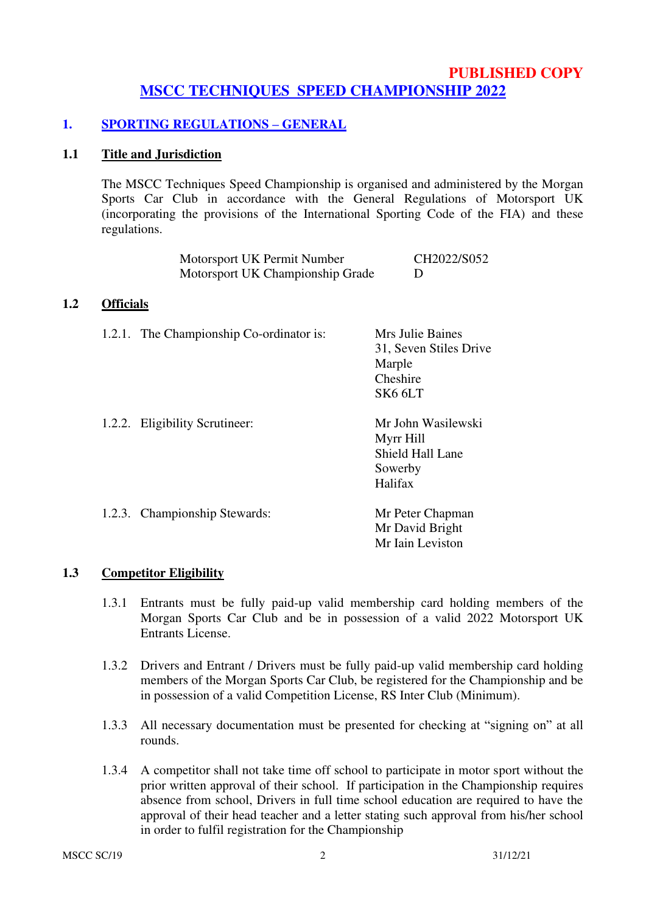**PUBLISHED COPY**

# MSCC TECHNIQUES SPEED CHAMPIONSHIP 2022

## 1. SPORTING REGULATIONS – GENERAL

### 1.1 Title and Jurisdiction

The MSCC Techniques Speed Championship is organised and administered by the Morgan Sports Car Club in accordance with the General Regulations of Motorsport UK (incorporating the provisions of the International Sporting Code of the FIA) and these regulations.

| | |
|---|---|
| Motorsport UK Permit Number | CH2022/S052 |
| Motorsport UK Championship Grade | D |

### 1.2 Officials

1.2.1. The Championship Co-ordinator is:
Mrs Julie Baines
31, Seven Stiles Drive
Marple
Cheshire
SK6 6LT

1.2.2. Eligibility Scrutineer:
Mr John Wasilewski
Myrr Hill
Shield Hall Lane
Sowerby
Halifax

1.2.3. Championship Stewards:
Mr Peter Chapman
Mr David Bright
Mr Iain Leviston

### 1.3 Competitor Eligibility

1.3.1 Entrants must be fully paid-up valid membership card holding members of the Morgan Sports Car Club and be in possession of a valid 2022 Motorsport UK Entrants License.

1.3.2 Drivers and Entrant / Drivers must be fully paid-up valid membership card holding members of the Morgan Sports Car Club, be registered for the Championship and be in possession of a valid Competition License, RS Inter Club (Minimum).

1.3.3 All necessary documentation must be presented for checking at "signing on" at all rounds.

1.3.4 A competitor shall not take time off school to participate in motor sport without the prior written approval of their school. If participation in the Championship requires absence from school, Drivers in full time school education are required to have the approval of their head teacher and a letter stating such approval from his/her school in order to fulfil registration for the Championship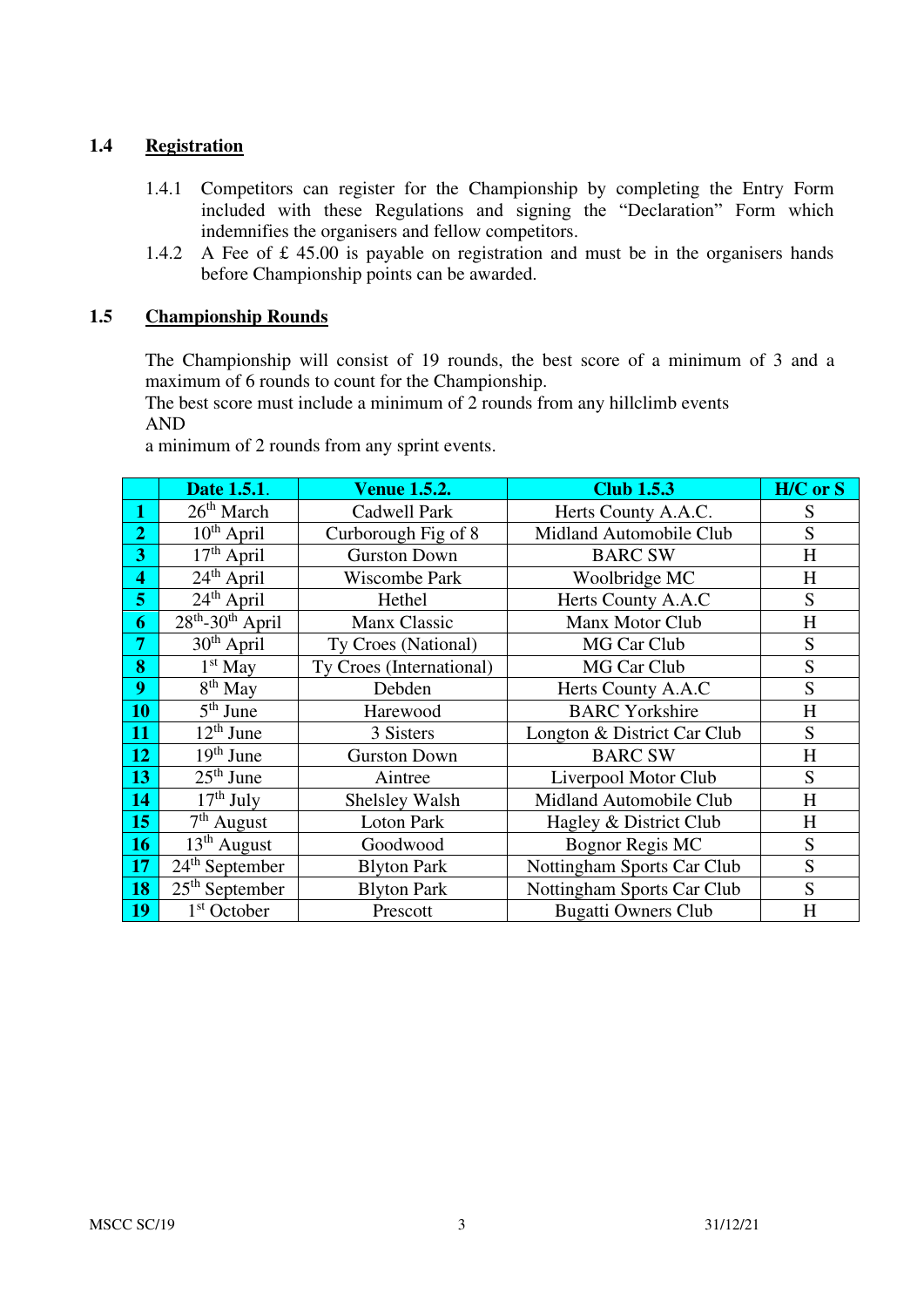## 1.4 Registration

1.4.1 Competitors can register for the Championship by completing the Entry Form included with these Regulations and signing the "Declaration" Form which indemnifies the organisers and fellow competitors.

1.4.2 A Fee of £ 45.00 is payable on registration and must be in the organisers hands before Championship points can be awarded.

## 1.5 Championship Rounds

The Championship will consist of 19 rounds, the best score of a minimum of 3 and a maximum of 6 rounds to count for the Championship.
The best score must include a minimum of 2 rounds from any hillclimb events
AND
a minimum of 2 rounds from any sprint events.

| | Date 1.5.1. | Venue 1.5.2. | Club 1.5.3 | H/C or S |
|---|---|---|---|---|
| **1** | 26th March | Cadwell Park | Herts County A.A.C. | S |
| **2** | 10th April | Curborough Fig of 8 | Midland Automobile Club | S |
| **3** | 17th April | Gurston Down | BARC SW | H |
| **4** | 24th April | Wiscombe Park | Woolbridge MC | H |
| **5** | 24th April | Hethel | Herts County A.A.C | S |
| **6** | 28th-30th April | Manx Classic | Manx Motor Club | H |
| **7** | 30th April | Ty Croes (National) | MG Car Club | S |
| **8** | 1st May | Ty Croes (International) | MG Car Club | S |
| **9** | 8th May | Debden | Herts County A.A.C | S |
| **10** | 5th June | Harewood | BARC Yorkshire | H |
| **11** | 12th June | 3 Sisters | Longton & District Car Club | S |
| **12** | 19th June | Gurston Down | BARC SW | H |
| **13** | 25th June | Aintree | Liverpool Motor Club | S |
| **14** | 17th July | Shelsley Walsh | Midland Automobile Club | H |
| **15** | 7th August | Loton Park | Hagley & District Club | H |
| **16** | 13th August | Goodwood | Bognor Regis MC | S |
| **17** | 24th September | Blyton Park | Nottingham Sports Car Club | S |
| **18** | 25th September | Blyton Park | Nottingham Sports Car Club | S |
| **19** | 1st October | Prescott | Bugatti Owners Club | H |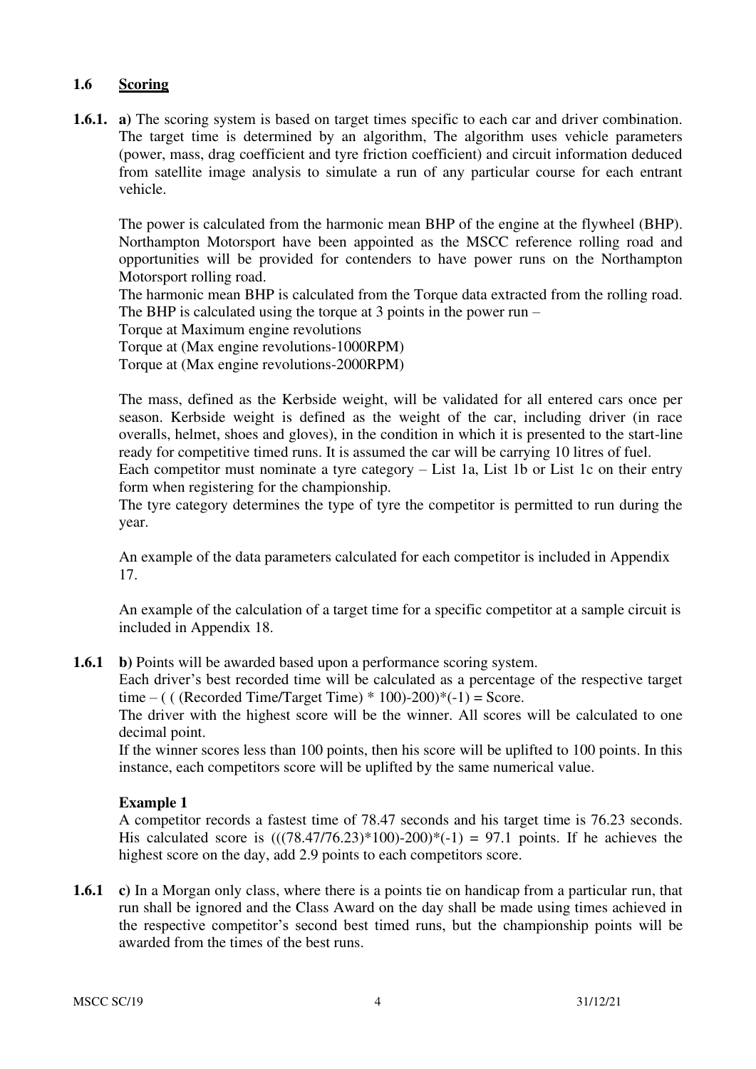## 1.6 Scoring

**1.6.1. a)** The scoring system is based on target times specific to each car and driver combination. The target time is determined by an algorithm, The algorithm uses vehicle parameters (power, mass, drag coefficient and tyre friction coefficient) and circuit information deduced from satellite image analysis to simulate a run of any particular course for each entrant vehicle.

The power is calculated from the harmonic mean BHP of the engine at the flywheel (BHP). Northampton Motorsport have been appointed as the MSCC reference rolling road and opportunities will be provided for contenders to have power runs on the Northampton Motorsport rolling road.

The harmonic mean BHP is calculated from the Torque data extracted from the rolling road. The BHP is calculated using the torque at 3 points in the power run –

Torque at Maximum engine revolutions

Torque at (Max engine revolutions-1000RPM)

Torque at (Max engine revolutions-2000RPM)

The mass, defined as the Kerbside weight, will be validated for all entered cars once per season. Kerbside weight is defined as the weight of the car, including driver (in race overalls, helmet, shoes and gloves), in the condition in which it is presented to the start-line ready for competitive timed runs. It is assumed the car will be carrying 10 litres of fuel.

Each competitor must nominate a tyre category – List 1a, List 1b or List 1c on their entry form when registering for the championship.

The tyre category determines the type of tyre the competitor is permitted to run during the year.

An example of the data parameters calculated for each competitor is included in Appendix 17.

An example of the calculation of a target time for a specific competitor at a sample circuit is included in Appendix 18.

**1.6.1 b)** Points will be awarded based upon a performance scoring system.

Each driver's best recorded time will be calculated as a percentage of the respective target time – ( ( (Recorded Time/Target Time) * 100)-200)*(-1) = Score.

The driver with the highest score will be the winner. All scores will be calculated to one decimal point.

If the winner scores less than 100 points, then his score will be uplifted to 100 points. In this instance, each competitors score will be uplifted by the same numerical value.

**Example 1**

A competitor records a fastest time of 78.47 seconds and his target time is 76.23 seconds. His calculated score is (((78.47/76.23)*100)-200)*(-1) = 97.1 points. If he achieves the highest score on the day, add 2.9 points to each competitors score.

**1.6.1 c)** In a Morgan only class, where there is a points tie on handicap from a particular run, that run shall be ignored and the Class Award on the day shall be made using times achieved in the respective competitor's second best timed runs, but the championship points will be awarded from the times of the best runs.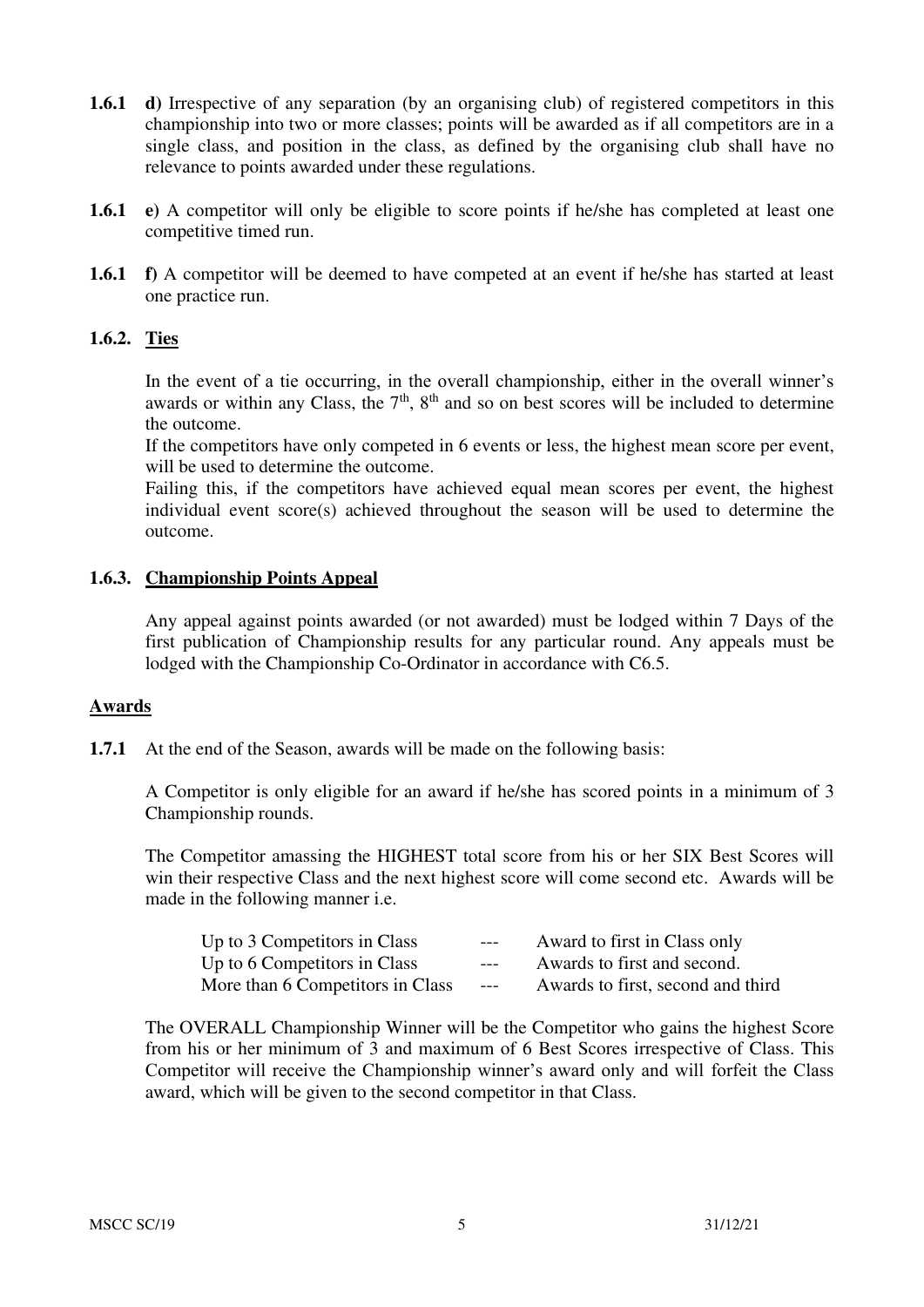**1.6.1 d)** Irrespective of any separation (by an organising club) of registered competitors in this championship into two or more classes; points will be awarded as if all competitors are in a single class, and position in the class, as defined by the organising club shall have no relevance to points awarded under these regulations.

**1.6.1 e)** A competitor will only be eligible to score points if he/she has completed at least one competitive timed run.

**1.6.1 f)** A competitor will be deemed to have competed at an event if he/she has started at least one practice run.

### 1.6.2. Ties

In the event of a tie occurring, in the overall championship, either in the overall winner's awards or within any Class, the 7th, 8th and so on best scores will be included to determine the outcome.

If the competitors have only competed in 6 events or less, the highest mean score per event, will be used to determine the outcome.

Failing this, if the competitors have achieved equal mean scores per event, the highest individual event score(s) achieved throughout the season will be used to determine the outcome.

### 1.6.3. Championship Points Appeal

Any appeal against points awarded (or not awarded) must be lodged within 7 Days of the first publication of Championship results for any particular round. Any appeals must be lodged with the Championship Co-Ordinator in accordance with C6.5.

## Awards

**1.7.1** At the end of the Season, awards will be made on the following basis:

A Competitor is only eligible for an award if he/she has scored points in a minimum of 3 Championship rounds.

The Competitor amassing the HIGHEST total score from his or her SIX Best Scores will win their respective Class and the next highest score will come second etc. Awards will be made in the following manner i.e.

| | | |
|---|---|---|
| Up to 3 Competitors in Class | --- | Award to first in Class only |
| Up to 6 Competitors in Class | --- | Awards to first and second. |
| More than 6 Competitors in Class | --- | Awards to first, second and third |

The OVERALL Championship Winner will be the Competitor who gains the highest Score from his or her minimum of 3 and maximum of 6 Best Scores irrespective of Class. This Competitor will receive the Championship winner's award only and will forfeit the Class award, which will be given to the second competitor in that Class.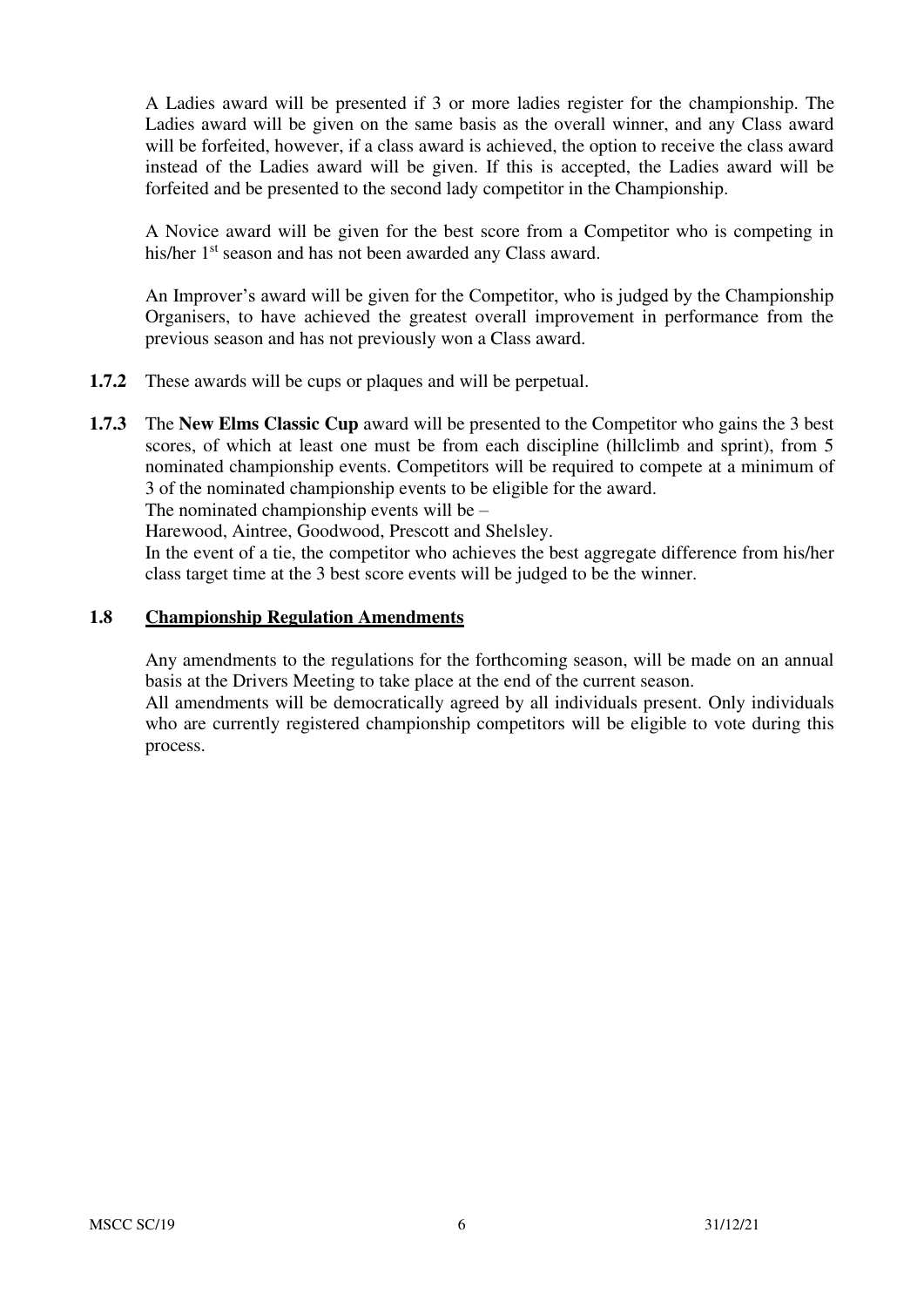A Ladies award will be presented if 3 or more ladies register for the championship. The Ladies award will be given on the same basis as the overall winner, and any Class award will be forfeited, however, if a class award is achieved, the option to receive the class award instead of the Ladies award will be given. If this is accepted, the Ladies award will be forfeited and be presented to the second lady competitor in the Championship.

A Novice award will be given for the best score from a Competitor who is competing in his/her 1st season and has not been awarded any Class award.

An Improver's award will be given for the Competitor, who is judged by the Championship Organisers, to have achieved the greatest overall improvement in performance from the previous season and has not previously won a Class award.

**1.7.2** These awards will be cups or plaques and will be perpetual.

**1.7.3** The **New Elms Classic Cup** award will be presented to the Competitor who gains the 3 best scores, of which at least one must be from each discipline (hillclimb and sprint), from 5 nominated championship events. Competitors will be required to compete at a minimum of 3 of the nominated championship events to be eligible for the award.
The nominated championship events will be –
Harewood, Aintree, Goodwood, Prescott and Shelsley.
In the event of a tie, the competitor who achieves the best aggregate difference from his/her class target time at the 3 best score events will be judged to be the winner.

### 1.8 Championship Regulation Amendments

Any amendments to the regulations for the forthcoming season, will be made on an annual basis at the Drivers Meeting to take place at the end of the current season.
All amendments will be democratically agreed by all individuals present. Only individuals who are currently registered championship competitors will be eligible to vote during this process.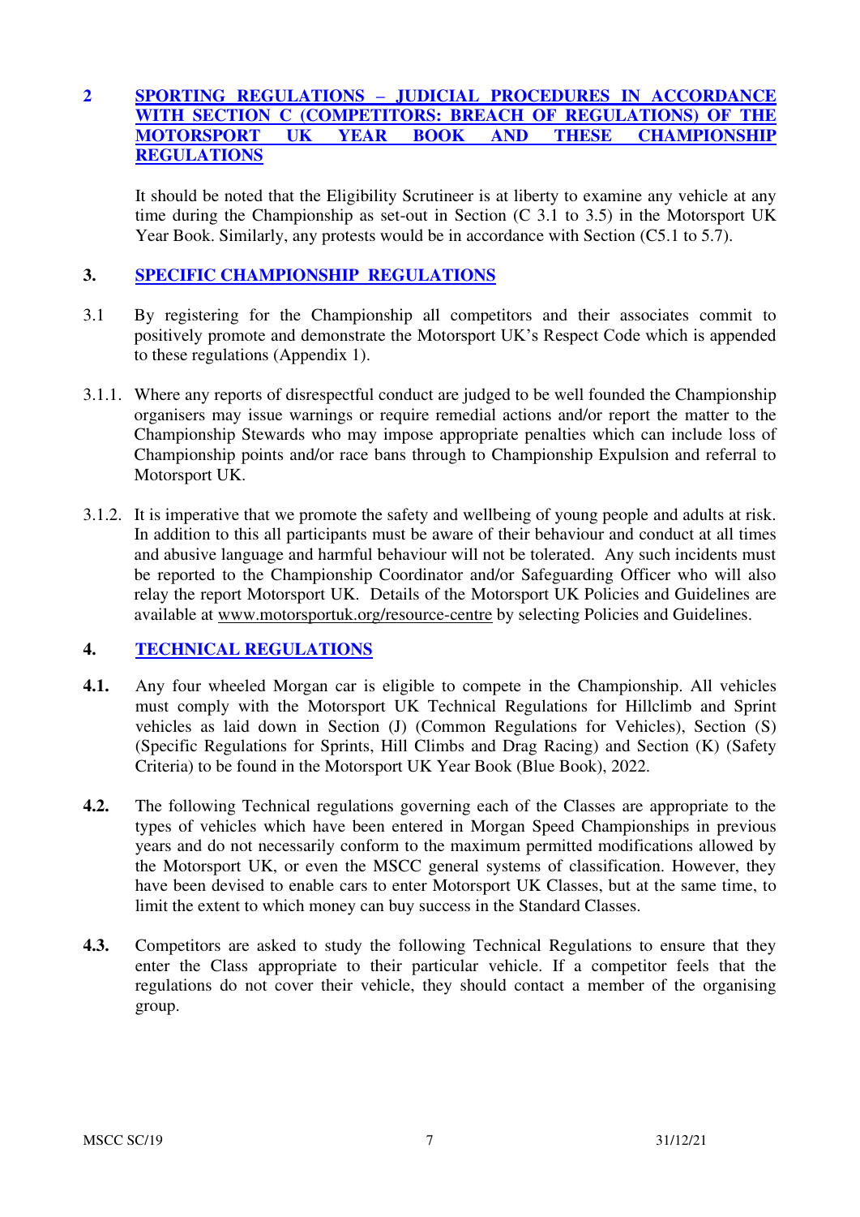## 2 SPORTING REGULATIONS – JUDICIAL PROCEDURES IN ACCORDANCE WITH SECTION C (COMPETITORS: BREACH OF REGULATIONS) OF THE MOTORSPORT UK YEAR BOOK AND THESE CHAMPIONSHIP REGULATIONS

It should be noted that the Eligibility Scrutineer is at liberty to examine any vehicle at any time during the Championship as set-out in Section (C 3.1 to 3.5) in the Motorsport UK Year Book. Similarly, any protests would be in accordance with Section (C5.1 to 5.7).

## 3. SPECIFIC CHAMPIONSHIP REGULATIONS

3.1 By registering for the Championship all competitors and their associates commit to positively promote and demonstrate the Motorsport UK's Respect Code which is appended to these regulations (Appendix 1).

3.1.1. Where any reports of disrespectful conduct are judged to be well founded the Championship organisers may issue warnings or require remedial actions and/or report the matter to the Championship Stewards who may impose appropriate penalties which can include loss of Championship points and/or race bans through to Championship Expulsion and referral to Motorsport UK.

3.1.2. It is imperative that we promote the safety and wellbeing of young people and adults at risk. In addition to this all participants must be aware of their behaviour and conduct at all times and abusive language and harmful behaviour will not be tolerated. Any such incidents must be reported to the Championship Coordinator and/or Safeguarding Officer who will also relay the report Motorsport UK. Details of the Motorsport UK Policies and Guidelines are available at www.motorsportuk.org/resource-centre by selecting Policies and Guidelines.

## 4. TECHNICAL REGULATIONS

**4.1.** Any four wheeled Morgan car is eligible to compete in the Championship. All vehicles must comply with the Motorsport UK Technical Regulations for Hillclimb and Sprint vehicles as laid down in Section (J) (Common Regulations for Vehicles), Section (S) (Specific Regulations for Sprints, Hill Climbs and Drag Racing) and Section (K) (Safety Criteria) to be found in the Motorsport UK Year Book (Blue Book), 2022.

**4.2.** The following Technical regulations governing each of the Classes are appropriate to the types of vehicles which have been entered in Morgan Speed Championships in previous years and do not necessarily conform to the maximum permitted modifications allowed by the Motorsport UK, or even the MSCC general systems of classification. However, they have been devised to enable cars to enter Motorsport UK Classes, but at the same time, to limit the extent to which money can buy success in the Standard Classes.

**4.3.** Competitors are asked to study the following Technical Regulations to ensure that they enter the Class appropriate to their particular vehicle. If a competitor feels that the regulations do not cover their vehicle, they should contact a member of the organising group.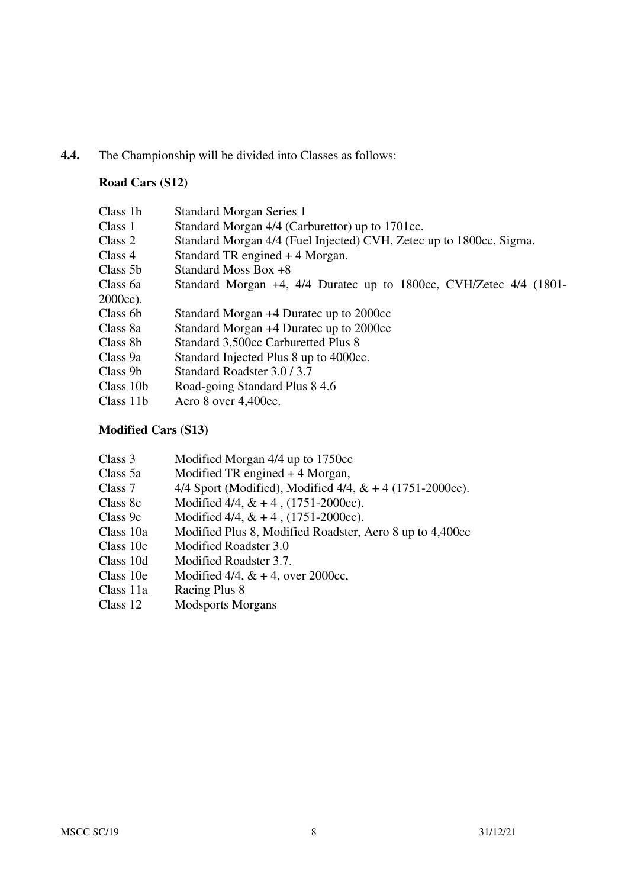**4.4.** The Championship will be divided into Classes as follows:

**Road Cars (S12)**

| | |
|---|---|
| Class 1h | Standard Morgan Series 1 |
| Class 1 | Standard Morgan 4/4 (Carburettor) up to 1701cc. |
| Class 2 | Standard Morgan 4/4 (Fuel Injected) CVH, Zetec up to 1800cc, Sigma. |
| Class 4 | Standard TR engined + 4 Morgan. |
| Class 5b | Standard Moss Box +8 |
| Class 6a | Standard Morgan +4, 4/4 Duratec up to 1800cc, CVH/Zetec 4/4 (1801-2000cc). |
| Class 6b | Standard Morgan +4 Duratec up to 2000cc |
| Class 8a | Standard Morgan +4 Duratec up to 2000cc |
| Class 8b | Standard 3,500cc Carburetted Plus 8 |
| Class 9a | Standard Injected Plus 8 up to 4000cc. |
| Class 9b | Standard Roadster 3.0 / 3.7 |
| Class 10b | Road-going Standard Plus 8 4.6 |
| Class 11b | Aero 8 over 4,400cc. |

**Modified Cars (S13)**

| | |
|---|---|
| Class 3 | Modified Morgan 4/4 up to 1750cc |
| Class 5a | Modified TR engined + 4 Morgan, |
| Class 7 | 4/4 Sport (Modified), Modified 4/4, & + 4 (1751-2000cc). |
| Class 8c | Modified 4/4, & + 4 , (1751-2000cc). |
| Class 9c | Modified 4/4, & + 4 , (1751-2000cc). |
| Class 10a | Modified Plus 8, Modified Roadster, Aero 8 up to 4,400cc |
| Class 10c | Modified Roadster 3.0 |
| Class 10d | Modified Roadster 3.7. |
| Class 10e | Modified 4/4, & + 4, over 2000cc, |
| Class 11a | Racing Plus 8 |
| Class 12 | Modsports Morgans |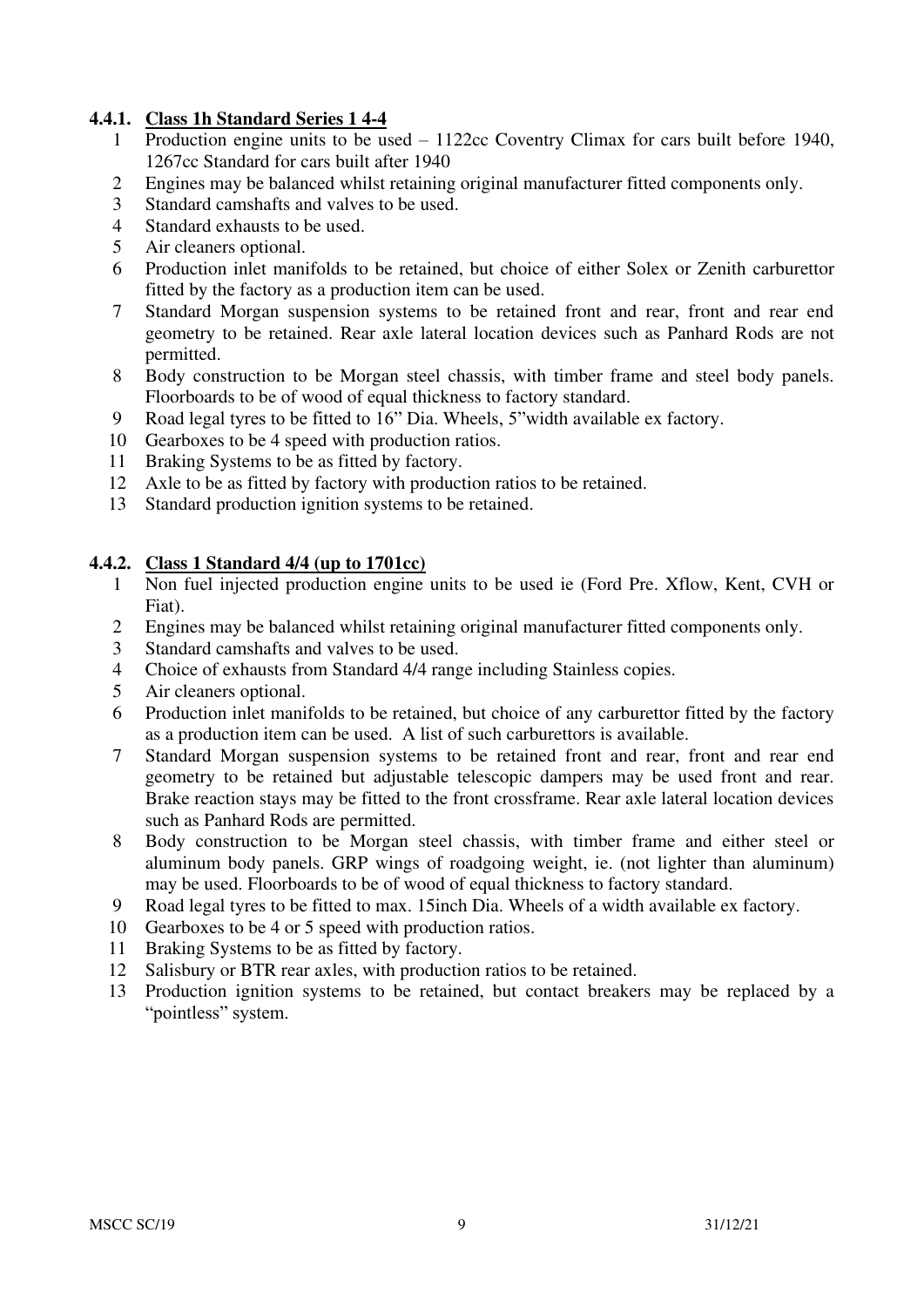### 4.4.1. Class 1h Standard Series 1 4-4

1. Production engine units to be used – 1122cc Coventry Climax for cars built before 1940, 1267cc Standard for cars built after 1940
2. Engines may be balanced whilst retaining original manufacturer fitted components only.
3. Standard camshafts and valves to be used.
4. Standard exhausts to be used.
5. Air cleaners optional.
6. Production inlet manifolds to be retained, but choice of either Solex or Zenith carburettor fitted by the factory as a production item can be used.
7. Standard Morgan suspension systems to be retained front and rear, front and rear end geometry to be retained. Rear axle lateral location devices such as Panhard Rods are not permitted.
8. Body construction to be Morgan steel chassis, with timber frame and steel body panels. Floorboards to be of wood of equal thickness to factory standard.
9. Road legal tyres to be fitted to 16" Dia. Wheels, 5"width available ex factory.
10. Gearboxes to be 4 speed with production ratios.
11. Braking Systems to be as fitted by factory.
12. Axle to be as fitted by factory with production ratios to be retained.
13. Standard production ignition systems to be retained.

### 4.4.2. Class 1 Standard 4/4 (up to 1701cc)

1. Non fuel injected production engine units to be used ie (Ford Pre. Xflow, Kent, CVH or Fiat).
2. Engines may be balanced whilst retaining original manufacturer fitted components only.
3. Standard camshafts and valves to be used.
4. Choice of exhausts from Standard 4/4 range including Stainless copies.
5. Air cleaners optional.
6. Production inlet manifolds to be retained, but choice of any carburettor fitted by the factory as a production item can be used. A list of such carburettors is available.
7. Standard Morgan suspension systems to be retained front and rear, front and rear end geometry to be retained but adjustable telescopic dampers may be used front and rear. Brake reaction stays may be fitted to the front crossframe. Rear axle lateral location devices such as Panhard Rods are permitted.
8. Body construction to be Morgan steel chassis, with timber frame and either steel or aluminum body panels. GRP wings of roadgoing weight, ie. (not lighter than aluminum) may be used. Floorboards to be of wood of equal thickness to factory standard.
9. Road legal tyres to be fitted to max. 15inch Dia. Wheels of a width available ex factory.
10. Gearboxes to be 4 or 5 speed with production ratios.
11. Braking Systems to be as fitted by factory.
12. Salisbury or BTR rear axles, with production ratios to be retained.
13. Production ignition systems to be retained, but contact breakers may be replaced by a "pointless" system.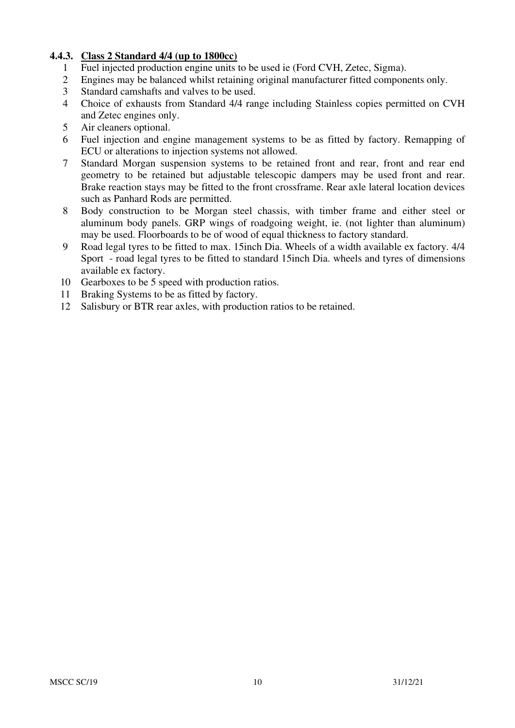### 4.4.3. Class 2 Standard 4/4 (up to 1800cc)

1. Fuel injected production engine units to be used ie (Ford CVH, Zetec, Sigma).
2. Engines may be balanced whilst retaining original manufacturer fitted components only.
3. Standard camshafts and valves to be used.
4. Choice of exhausts from Standard 4/4 range including Stainless copies permitted on CVH and Zetec engines only.
5. Air cleaners optional.
6. Fuel injection and engine management systems to be as fitted by factory. Remapping of ECU or alterations to injection systems not allowed.
7. Standard Morgan suspension systems to be retained front and rear, front and rear end geometry to be retained but adjustable telescopic dampers may be used front and rear. Brake reaction stays may be fitted to the front crossframe. Rear axle lateral location devices such as Panhard Rods are permitted.
8. Body construction to be Morgan steel chassis, with timber frame and either steel or aluminum body panels. GRP wings of roadgoing weight, ie. (not lighter than aluminum) may be used. Floorboards to be of wood of equal thickness to factory standard.
9. Road legal tyres to be fitted to max. 15inch Dia. Wheels of a width available ex factory. 4/4 Sport - road legal tyres to be fitted to standard 15inch Dia. wheels and tyres of dimensions available ex factory.
10. Gearboxes to be 5 speed with production ratios.
11. Braking Systems to be as fitted by factory.
12. Salisbury or BTR rear axles, with production ratios to be retained.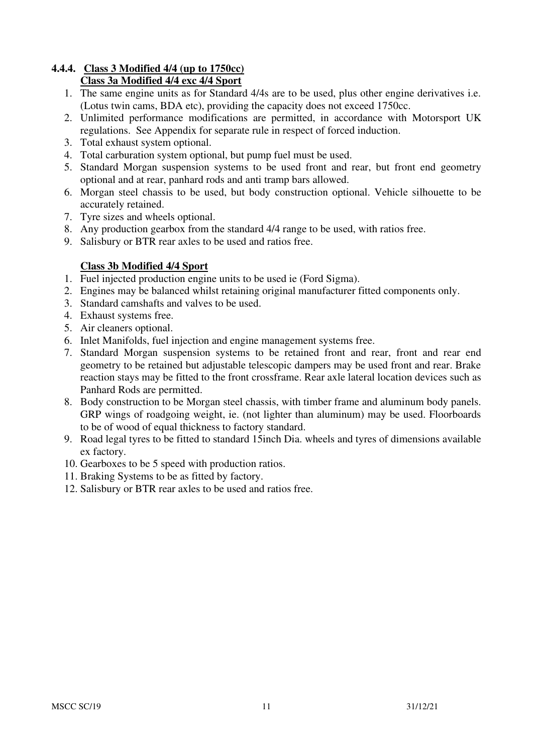#### 4.4.4. Class 3 Modified 4/4 (up to 1750cc)

**Class 3a Modified 4/4 exc 4/4 Sport**

1. The same engine units as for Standard 4/4s are to be used, plus other engine derivatives i.e. (Lotus twin cams, BDA etc), providing the capacity does not exceed 1750cc.
2. Unlimited performance modifications are permitted, in accordance with Motorsport UK regulations. See Appendix for separate rule in respect of forced induction.
3. Total exhaust system optional.
4. Total carburation system optional, but pump fuel must be used.
5. Standard Morgan suspension systems to be used front and rear, but front end geometry optional and at rear, panhard rods and anti tramp bars allowed.
6. Morgan steel chassis to be used, but body construction optional. Vehicle silhouette to be accurately retained.
7. Tyre sizes and wheels optional.
8. Any production gearbox from the standard 4/4 range to be used, with ratios free.
9. Salisbury or BTR rear axles to be used and ratios free.

**Class 3b Modified 4/4 Sport**

1. Fuel injected production engine units to be used ie (Ford Sigma).
2. Engines may be balanced whilst retaining original manufacturer fitted components only.
3. Standard camshafts and valves to be used.
4. Exhaust systems free.
5. Air cleaners optional.
6. Inlet Manifolds, fuel injection and engine management systems free.
7. Standard Morgan suspension systems to be retained front and rear, front and rear end geometry to be retained but adjustable telescopic dampers may be used front and rear. Brake reaction stays may be fitted to the front crossframe. Rear axle lateral location devices such as Panhard Rods are permitted.
8. Body construction to be Morgan steel chassis, with timber frame and aluminum body panels. GRP wings of roadgoing weight, ie. (not lighter than aluminum) may be used. Floorboards to be of wood of equal thickness to factory standard.
9. Road legal tyres to be fitted to standard 15inch Dia. wheels and tyres of dimensions available ex factory.
10. Gearboxes to be 5 speed with production ratios.
11. Braking Systems to be as fitted by factory.
12. Salisbury or BTR rear axles to be used and ratios free.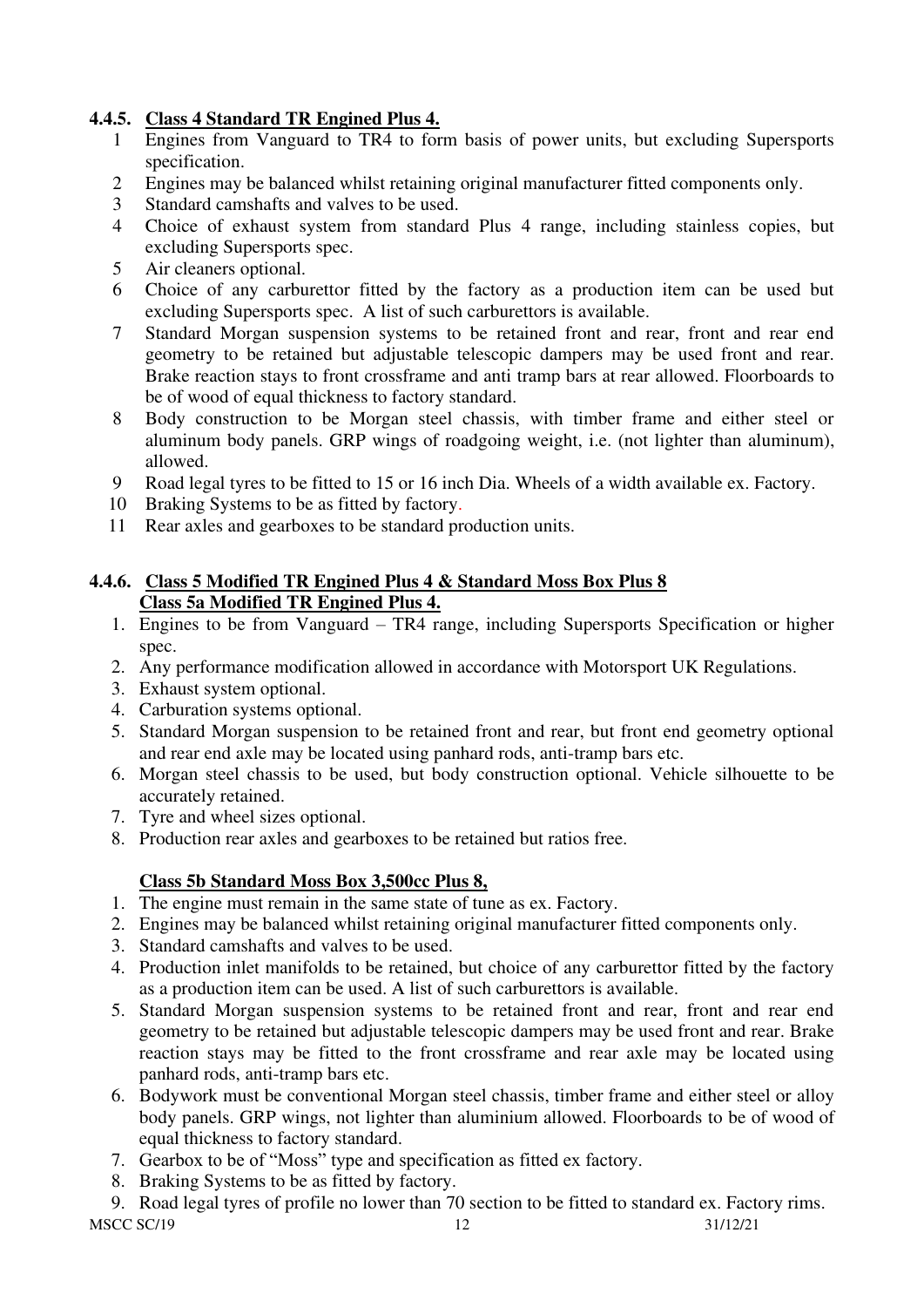### 4.4.5. Class 4 Standard TR Engined Plus 4.

1. Engines from Vanguard to TR4 to form basis of power units, but excluding Supersports specification.
2. Engines may be balanced whilst retaining original manufacturer fitted components only.
3. Standard camshafts and valves to be used.
4. Choice of exhaust system from standard Plus 4 range, including stainless copies, but excluding Supersports spec.
5. Air cleaners optional.
6. Choice of any carburettor fitted by the factory as a production item can be used but excluding Supersports spec. A list of such carburettors is available.
7. Standard Morgan suspension systems to be retained front and rear, front and rear end geometry to be retained but adjustable telescopic dampers may be used front and rear. Brake reaction stays to front crossframe and anti tramp bars at rear allowed. Floorboards to be of wood of equal thickness to factory standard.
8. Body construction to be Morgan steel chassis, with timber frame and either steel or aluminum body panels. GRP wings of roadgoing weight, i.e. (not lighter than aluminum), allowed.
9. Road legal tyres to be fitted to 15 or 16 inch Dia. Wheels of a width available ex. Factory.
10. Braking Systems to be as fitted by factory.
11. Rear axles and gearboxes to be standard production units.

### 4.4.6. Class 5 Modified TR Engined Plus 4 & Standard Moss Box Plus 8

#### Class 5a Modified TR Engined Plus 4.

1. Engines to be from Vanguard – TR4 range, including Supersports Specification or higher spec.
2. Any performance modification allowed in accordance with Motorsport UK Regulations.
3. Exhaust system optional.
4. Carburation systems optional.
5. Standard Morgan suspension to be retained front and rear, but front end geometry optional and rear end axle may be located using panhard rods, anti-tramp bars etc.
6. Morgan steel chassis to be used, but body construction optional. Vehicle silhouette to be accurately retained.
7. Tyre and wheel sizes optional.
8. Production rear axles and gearboxes to be retained but ratios free.

#### Class 5b Standard Moss Box 3,500cc Plus 8,

1. The engine must remain in the same state of tune as ex. Factory.
2. Engines may be balanced whilst retaining original manufacturer fitted components only.
3. Standard camshafts and valves to be used.
4. Production inlet manifolds to be retained, but choice of any carburettor fitted by the factory as a production item can be used. A list of such carburettors is available.
5. Standard Morgan suspension systems to be retained front and rear, front and rear end geometry to be retained but adjustable telescopic dampers may be used front and rear. Brake reaction stays may be fitted to the front crossframe and rear axle may be located using panhard rods, anti-tramp bars etc.
6. Bodywork must be conventional Morgan steel chassis, timber frame and either steel or alloy body panels. GRP wings, not lighter than aluminium allowed. Floorboards to be of wood of equal thickness to factory standard.
7. Gearbox to be of "Moss" type and specification as fitted ex factory.
8. Braking Systems to be as fitted by factory.
9. Road legal tyres of profile no lower than 70 section to be fitted to standard ex. Factory rims.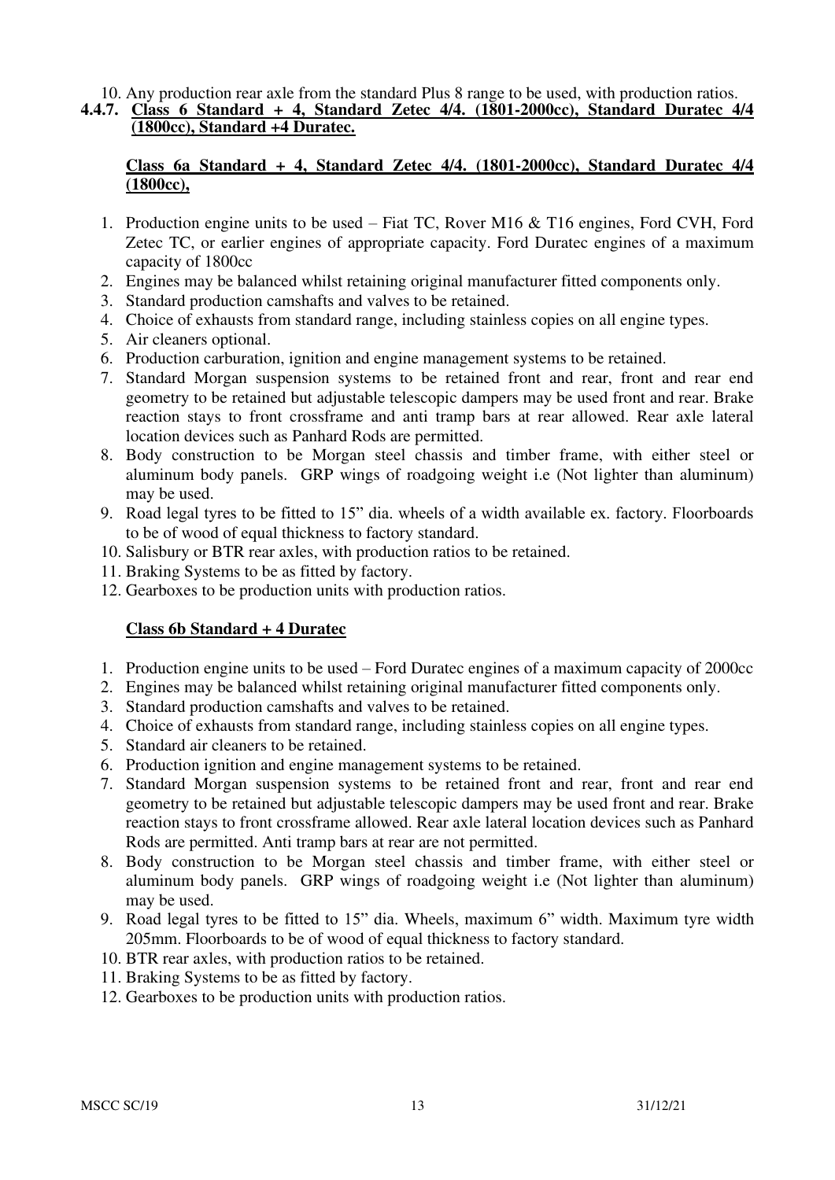10. Any production rear axle from the standard Plus 8 range to be used, with production ratios.

### 4.4.7. Class 6 Standard + 4, Standard Zetec 4/4. (1801-2000cc), Standard Duratec 4/4 (1800cc), Standard +4 Duratec.

#### Class 6a Standard + 4, Standard Zetec 4/4. (1801-2000cc), Standard Duratec 4/4 (1800cc),

1. Production engine units to be used – Fiat TC, Rover M16 & T16 engines, Ford CVH, Ford Zetec TC, or earlier engines of appropriate capacity. Ford Duratec engines of a maximum capacity of 1800cc
2. Engines may be balanced whilst retaining original manufacturer fitted components only.
3. Standard production camshafts and valves to be retained.
4. Choice of exhausts from standard range, including stainless copies on all engine types.
5. Air cleaners optional.
6. Production carburation, ignition and engine management systems to be retained.
7. Standard Morgan suspension systems to be retained front and rear, front and rear end geometry to be retained but adjustable telescopic dampers may be used front and rear. Brake reaction stays to front crossframe and anti tramp bars at rear allowed. Rear axle lateral location devices such as Panhard Rods are permitted.
8. Body construction to be Morgan steel chassis and timber frame, with either steel or aluminum body panels. GRP wings of roadgoing weight i.e (Not lighter than aluminum) may be used.
9. Road legal tyres to be fitted to 15" dia. wheels of a width available ex. factory. Floorboards to be of wood of equal thickness to factory standard.
10. Salisbury or BTR rear axles, with production ratios to be retained.
11. Braking Systems to be as fitted by factory.
12. Gearboxes to be production units with production ratios.

#### Class 6b Standard + 4 Duratec

1. Production engine units to be used – Ford Duratec engines of a maximum capacity of 2000cc
2. Engines may be balanced whilst retaining original manufacturer fitted components only.
3. Standard production camshafts and valves to be retained.
4. Choice of exhausts from standard range, including stainless copies on all engine types.
5. Standard air cleaners to be retained.
6. Production ignition and engine management systems to be retained.
7. Standard Morgan suspension systems to be retained front and rear, front and rear end geometry to be retained but adjustable telescopic dampers may be used front and rear. Brake reaction stays to front crossframe allowed. Rear axle lateral location devices such as Panhard Rods are permitted. Anti tramp bars at rear are not permitted.
8. Body construction to be Morgan steel chassis and timber frame, with either steel or aluminum body panels. GRP wings of roadgoing weight i.e (Not lighter than aluminum) may be used.
9. Road legal tyres to be fitted to 15" dia. Wheels, maximum 6" width. Maximum tyre width 205mm. Floorboards to be of wood of equal thickness to factory standard.
10. BTR rear axles, with production ratios to be retained.
11. Braking Systems to be as fitted by factory.
12. Gearboxes to be production units with production ratios.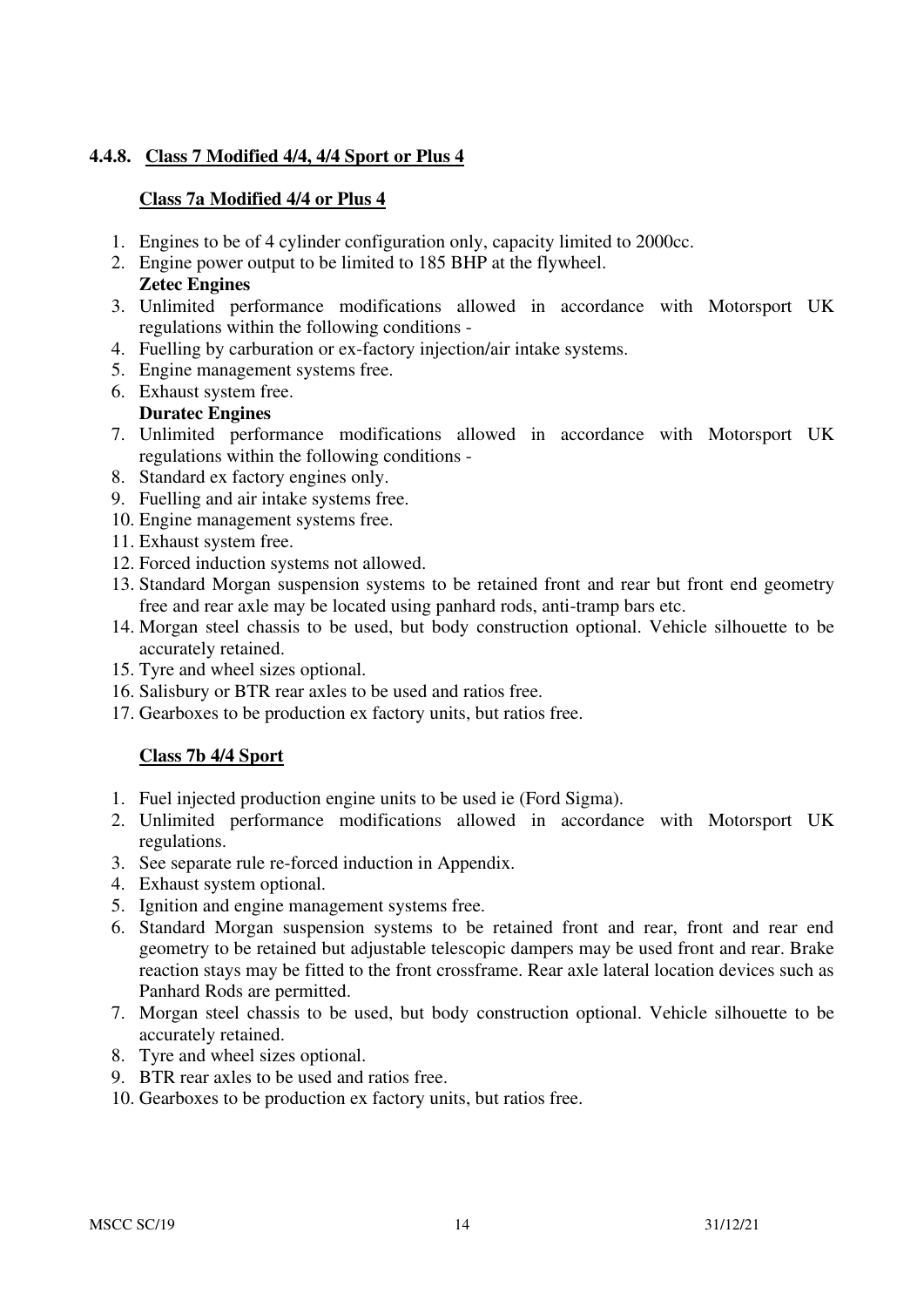### 4.4.8. Class 7 Modified 4/4, 4/4 Sport or Plus 4

#### Class 7a Modified 4/4 or Plus 4

1. Engines to be of 4 cylinder configuration only, capacity limited to 2000cc.
2. Engine power output to be limited to 185 BHP at the flywheel.

   **Zetec Engines**
3. Unlimited performance modifications allowed in accordance with Motorsport UK regulations within the following conditions -
4. Fuelling by carburation or ex-factory injection/air intake systems.
5. Engine management systems free.
6. Exhaust system free.

   **Duratec Engines**
7. Unlimited performance modifications allowed in accordance with Motorsport UK regulations within the following conditions -
8. Standard ex factory engines only.
9. Fuelling and air intake systems free.
10. Engine management systems free.
11. Exhaust system free.
12. Forced induction systems not allowed.
13. Standard Morgan suspension systems to be retained front and rear but front end geometry free and rear axle may be located using panhard rods, anti-tramp bars etc.
14. Morgan steel chassis to be used, but body construction optional. Vehicle silhouette to be accurately retained.
15. Tyre and wheel sizes optional.
16. Salisbury or BTR rear axles to be used and ratios free.
17. Gearboxes to be production ex factory units, but ratios free.

#### Class 7b 4/4 Sport

1. Fuel injected production engine units to be used ie (Ford Sigma).
2. Unlimited performance modifications allowed in accordance with Motorsport UK regulations.
3. See separate rule re-forced induction in Appendix.
4. Exhaust system optional.
5. Ignition and engine management systems free.
6. Standard Morgan suspension systems to be retained front and rear, front and rear end geometry to be retained but adjustable telescopic dampers may be used front and rear. Brake reaction stays may be fitted to the front crossframe. Rear axle lateral location devices such as Panhard Rods are permitted.
7. Morgan steel chassis to be used, but body construction optional. Vehicle silhouette to be accurately retained.
8. Tyre and wheel sizes optional.
9. BTR rear axles to be used and ratios free.
10. Gearboxes to be production ex factory units, but ratios free.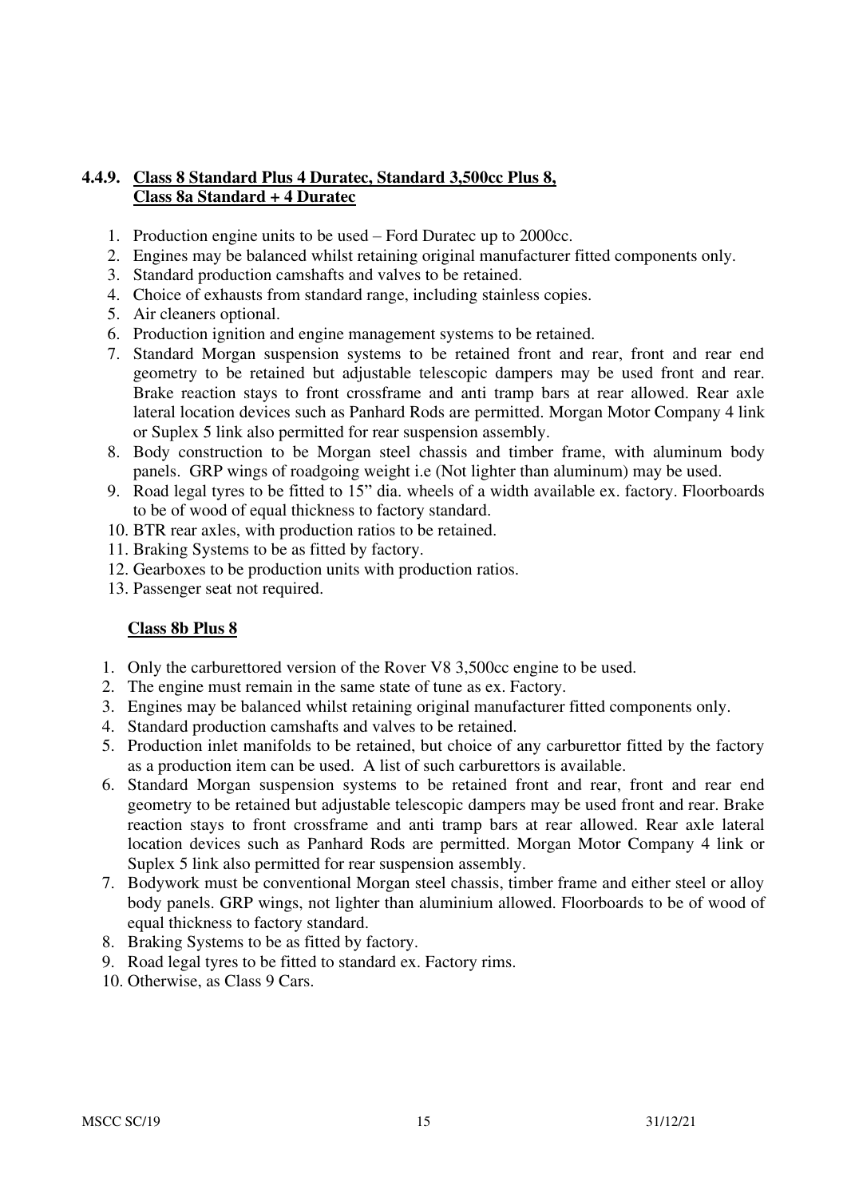### 4.4.9. Class 8 Standard Plus 4 Duratec, Standard 3,500cc Plus 8, Class 8a Standard + 4 Duratec

1. Production engine units to be used – Ford Duratec up to 2000cc.
2. Engines may be balanced whilst retaining original manufacturer fitted components only.
3. Standard production camshafts and valves to be retained.
4. Choice of exhausts from standard range, including stainless copies.
5. Air cleaners optional.
6. Production ignition and engine management systems to be retained.
7. Standard Morgan suspension systems to be retained front and rear, front and rear end geometry to be retained but adjustable telescopic dampers may be used front and rear. Brake reaction stays to front crossframe and anti tramp bars at rear allowed. Rear axle lateral location devices such as Panhard Rods are permitted. Morgan Motor Company 4 link or Suplex 5 link also permitted for rear suspension assembly.
8. Body construction to be Morgan steel chassis and timber frame, with aluminum body panels. GRP wings of roadgoing weight i.e (Not lighter than aluminum) may be used.
9. Road legal tyres to be fitted to 15" dia. wheels of a width available ex. factory. Floorboards to be of wood of equal thickness to factory standard.
10. BTR rear axles, with production ratios to be retained.
11. Braking Systems to be as fitted by factory.
12. Gearboxes to be production units with production ratios.
13. Passenger seat not required.

**Class 8b Plus 8**

1. Only the carburettored version of the Rover V8 3,500cc engine to be used.
2. The engine must remain in the same state of tune as ex. Factory.
3. Engines may be balanced whilst retaining original manufacturer fitted components only.
4. Standard production camshafts and valves to be retained.
5. Production inlet manifolds to be retained, but choice of any carburettor fitted by the factory as a production item can be used. A list of such carburettors is available.
6. Standard Morgan suspension systems to be retained front and rear, front and rear end geometry to be retained but adjustable telescopic dampers may be used front and rear. Brake reaction stays to front crossframe and anti tramp bars at rear allowed. Rear axle lateral location devices such as Panhard Rods are permitted. Morgan Motor Company 4 link or Suplex 5 link also permitted for rear suspension assembly.
7. Bodywork must be conventional Morgan steel chassis, timber frame and either steel or alloy body panels. GRP wings, not lighter than aluminium allowed. Floorboards to be of wood of equal thickness to factory standard.
8. Braking Systems to be as fitted by factory.
9. Road legal tyres to be fitted to standard ex. Factory rims.
10. Otherwise, as Class 9 Cars.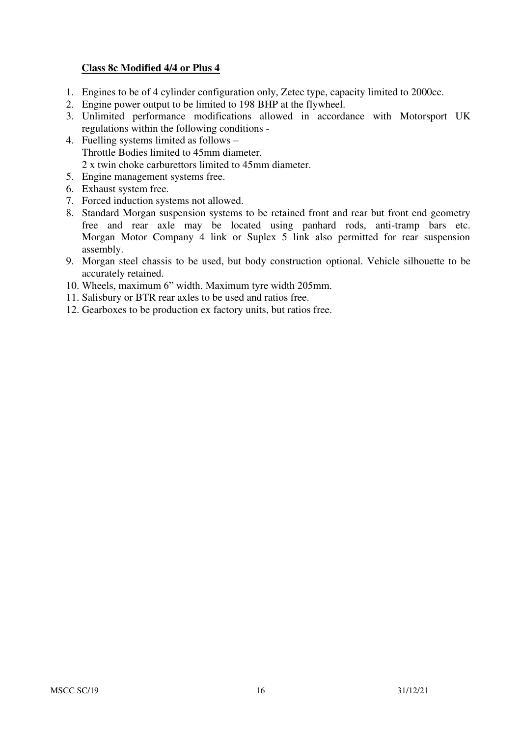**Class 8c Modified 4/4 or Plus 4**

1. Engines to be of 4 cylinder configuration only, Zetec type, capacity limited to 2000cc.
2. Engine power output to be limited to 198 BHP at the flywheel.
3. Unlimited performance modifications allowed in accordance with Motorsport UK regulations within the following conditions -
4. Fuelling systems limited as follows –
   Throttle Bodies limited to 45mm diameter.
   2 x twin choke carburettors limited to 45mm diameter.
5. Engine management systems free.
6. Exhaust system free.
7. Forced induction systems not allowed.
8. Standard Morgan suspension systems to be retained front and rear but front end geometry free and rear axle may be located using panhard rods, anti-tramp bars etc. Morgan Motor Company 4 link or Suplex 5 link also permitted for rear suspension assembly.
9. Morgan steel chassis to be used, but body construction optional. Vehicle silhouette to be accurately retained.
10. Wheels, maximum 6" width. Maximum tyre width 205mm.
11. Salisbury or BTR rear axles to be used and ratios free.
12. Gearboxes to be production ex factory units, but ratios free.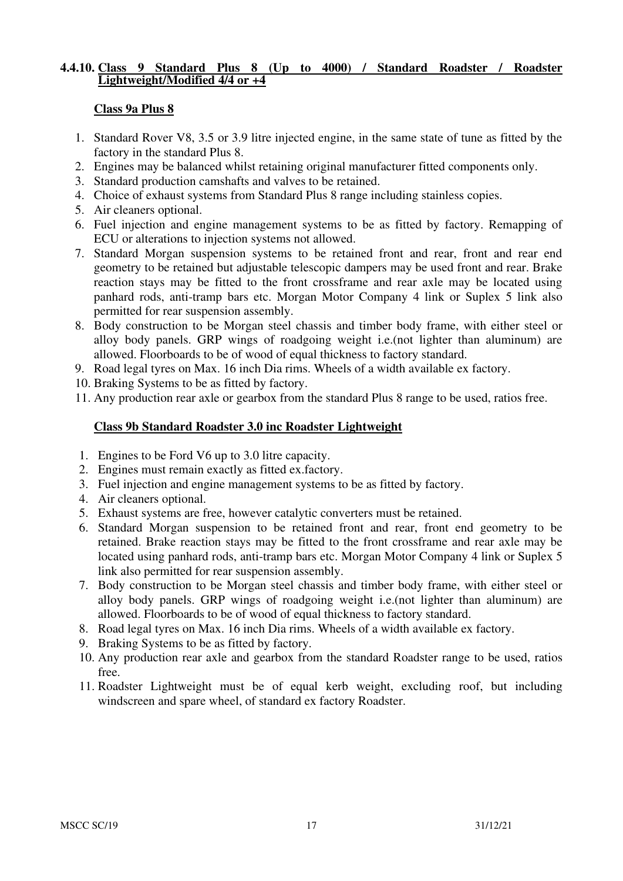### 4.4.10. Class 9 Standard Plus 8 (Up to 4000) / Standard Roadster / Roadster Lightweight/Modified 4/4 or +4

#### Class 9a Plus 8

1. Standard Rover V8, 3.5 or 3.9 litre injected engine, in the same state of tune as fitted by the factory in the standard Plus 8.
2. Engines may be balanced whilst retaining original manufacturer fitted components only.
3. Standard production camshafts and valves to be retained.
4. Choice of exhaust systems from Standard Plus 8 range including stainless copies.
5. Air cleaners optional.
6. Fuel injection and engine management systems to be as fitted by factory. Remapping of ECU or alterations to injection systems not allowed.
7. Standard Morgan suspension systems to be retained front and rear, front and rear end geometry to be retained but adjustable telescopic dampers may be used front and rear. Brake reaction stays may be fitted to the front crossframe and rear axle may be located using panhard rods, anti-tramp bars etc. Morgan Motor Company 4 link or Suplex 5 link also permitted for rear suspension assembly.
8. Body construction to be Morgan steel chassis and timber body frame, with either steel or alloy body panels. GRP wings of roadgoing weight i.e.(not lighter than aluminum) are allowed. Floorboards to be of wood of equal thickness to factory standard.
9. Road legal tyres on Max. 16 inch Dia rims. Wheels of a width available ex factory.
10. Braking Systems to be as fitted by factory.
11. Any production rear axle or gearbox from the standard Plus 8 range to be used, ratios free.

#### Class 9b Standard Roadster 3.0 inc Roadster Lightweight

1. Engines to be Ford V6 up to 3.0 litre capacity.
2. Engines must remain exactly as fitted ex.factory.
3. Fuel injection and engine management systems to be as fitted by factory.
4. Air cleaners optional.
5. Exhaust systems are free, however catalytic converters must be retained.
6. Standard Morgan suspension to be retained front and rear, front end geometry to be retained. Brake reaction stays may be fitted to the front crossframe and rear axle may be located using panhard rods, anti-tramp bars etc. Morgan Motor Company 4 link or Suplex 5 link also permitted for rear suspension assembly.
7. Body construction to be Morgan steel chassis and timber body frame, with either steel or alloy body panels. GRP wings of roadgoing weight i.e.(not lighter than aluminum) are allowed. Floorboards to be of wood of equal thickness to factory standard.
8. Road legal tyres on Max. 16 inch Dia rims. Wheels of a width available ex factory.
9. Braking Systems to be as fitted by factory.
10. Any production rear axle and gearbox from the standard Roadster range to be used, ratios free.
11. Roadster Lightweight must be of equal kerb weight, excluding roof, but including windscreen and spare wheel, of standard ex factory Roadster.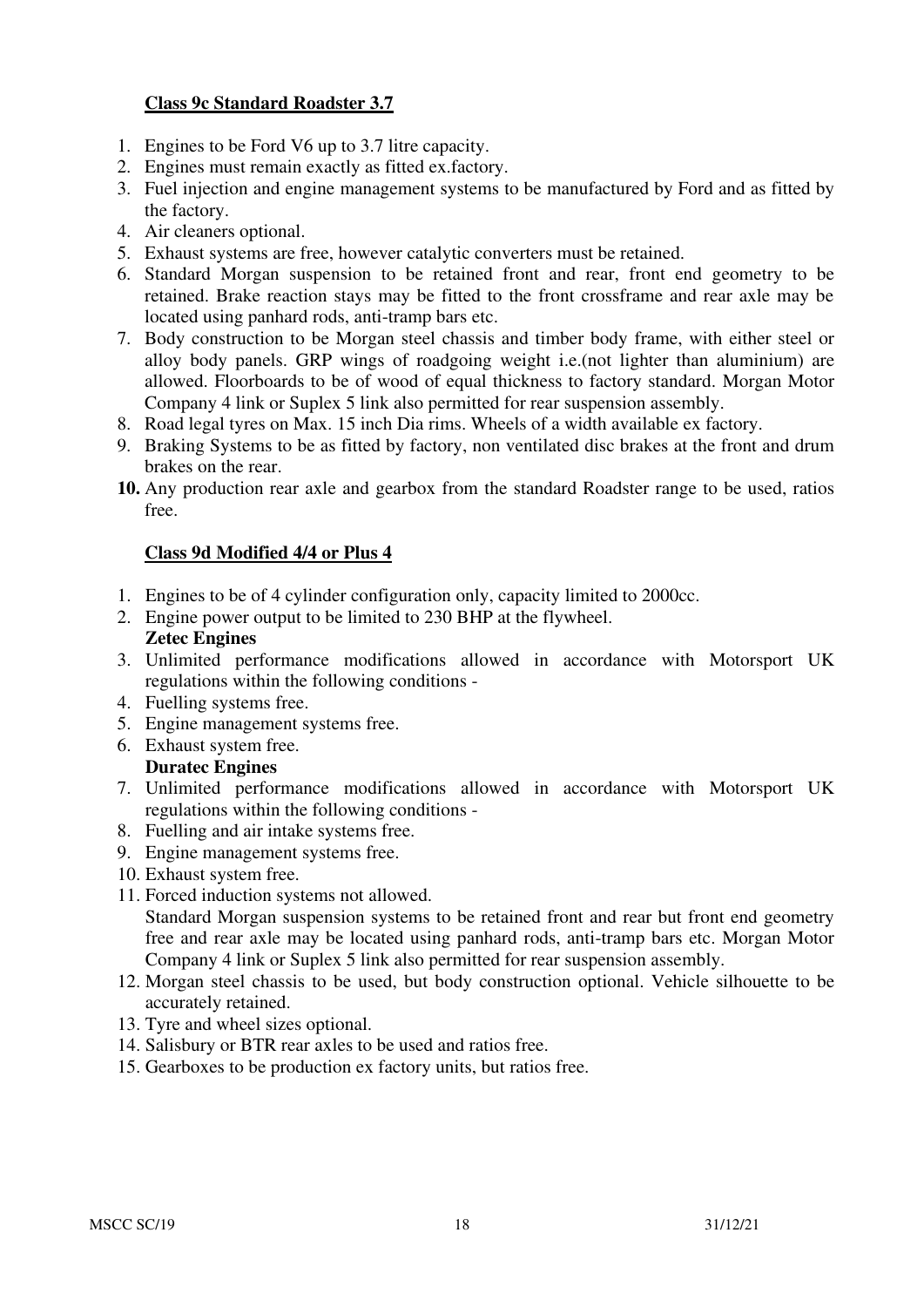### Class 9c Standard Roadster 3.7

1. Engines to be Ford V6 up to 3.7 litre capacity.
2. Engines must remain exactly as fitted ex.factory.
3. Fuel injection and engine management systems to be manufactured by Ford and as fitted by the factory.
4. Air cleaners optional.
5. Exhaust systems are free, however catalytic converters must be retained.
6. Standard Morgan suspension to be retained front and rear, front end geometry to be retained. Brake reaction stays may be fitted to the front crossframe and rear axle may be located using panhard rods, anti-tramp bars etc.
7. Body construction to be Morgan steel chassis and timber body frame, with either steel or alloy body panels. GRP wings of roadgoing weight i.e.(not lighter than aluminium) are allowed. Floorboards to be of wood of equal thickness to factory standard. Morgan Motor Company 4 link or Suplex 5 link also permitted for rear suspension assembly.
8. Road legal tyres on Max. 15 inch Dia rims. Wheels of a width available ex factory.
9. Braking Systems to be as fitted by factory, non ventilated disc brakes at the front and drum brakes on the rear.
10. Any production rear axle and gearbox from the standard Roadster range to be used, ratios free.

### Class 9d Modified 4/4 or Plus 4

1. Engines to be of 4 cylinder configuration only, capacity limited to 2000cc.
2. Engine power output to be limited to 230 BHP at the flywheel.

   **Zetec Engines**
3. Unlimited performance modifications allowed in accordance with Motorsport UK regulations within the following conditions -
4. Fuelling systems free.
5. Engine management systems free.
6. Exhaust system free.

   **Duratec Engines**
7. Unlimited performance modifications allowed in accordance with Motorsport UK regulations within the following conditions -
8. Fuelling and air intake systems free.
9. Engine management systems free.
10. Exhaust system free.
11. Forced induction systems not allowed.

    Standard Morgan suspension systems to be retained front and rear but front end geometry free and rear axle may be located using panhard rods, anti-tramp bars etc. Morgan Motor Company 4 link or Suplex 5 link also permitted for rear suspension assembly.
12. Morgan steel chassis to be used, but body construction optional. Vehicle silhouette to be accurately retained.
13. Tyre and wheel sizes optional.
14. Salisbury or BTR rear axles to be used and ratios free.
15. Gearboxes to be production ex factory units, but ratios free.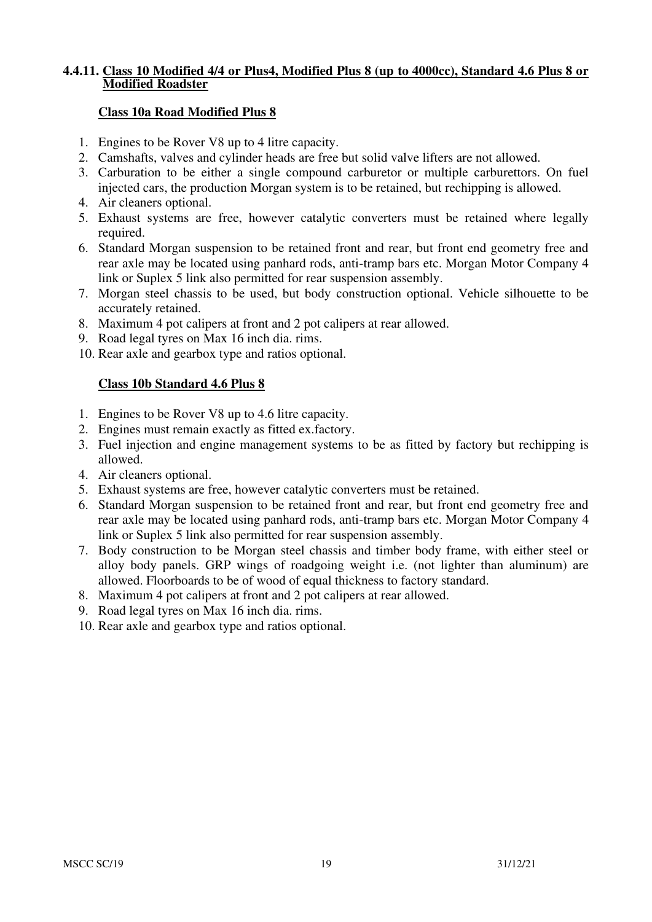#### 4.4.11. Class 10 Modified 4/4 or Plus4, Modified Plus 8 (up to 4000cc), Standard 4.6 Plus 8 or Modified Roadster

**Class 10a Road Modified Plus 8**

1. Engines to be Rover V8 up to 4 litre capacity.
2. Camshafts, valves and cylinder heads are free but solid valve lifters are not allowed.
3. Carburation to be either a single compound carburetor or multiple carburettors. On fuel injected cars, the production Morgan system is to be retained, but rechipping is allowed.
4. Air cleaners optional.
5. Exhaust systems are free, however catalytic converters must be retained where legally required.
6. Standard Morgan suspension to be retained front and rear, but front end geometry free and rear axle may be located using panhard rods, anti-tramp bars etc. Morgan Motor Company 4 link or Suplex 5 link also permitted for rear suspension assembly.
7. Morgan steel chassis to be used, but body construction optional. Vehicle silhouette to be accurately retained.
8. Maximum 4 pot calipers at front and 2 pot calipers at rear allowed.
9. Road legal tyres on Max 16 inch dia. rims.
10. Rear axle and gearbox type and ratios optional.

**Class 10b Standard 4.6 Plus 8**

1. Engines to be Rover V8 up to 4.6 litre capacity.
2. Engines must remain exactly as fitted ex.factory.
3. Fuel injection and engine management systems to be as fitted by factory but rechipping is allowed.
4. Air cleaners optional.
5. Exhaust systems are free, however catalytic converters must be retained.
6. Standard Morgan suspension to be retained front and rear, but front end geometry free and rear axle may be located using panhard rods, anti-tramp bars etc. Morgan Motor Company 4 link or Suplex 5 link also permitted for rear suspension assembly.
7. Body construction to be Morgan steel chassis and timber body frame, with either steel or alloy body panels. GRP wings of roadgoing weight i.e. (not lighter than aluminum) are allowed. Floorboards to be of wood of equal thickness to factory standard.
8. Maximum 4 pot calipers at front and 2 pot calipers at rear allowed.
9. Road legal tyres on Max 16 inch dia. rims.
10. Rear axle and gearbox type and ratios optional.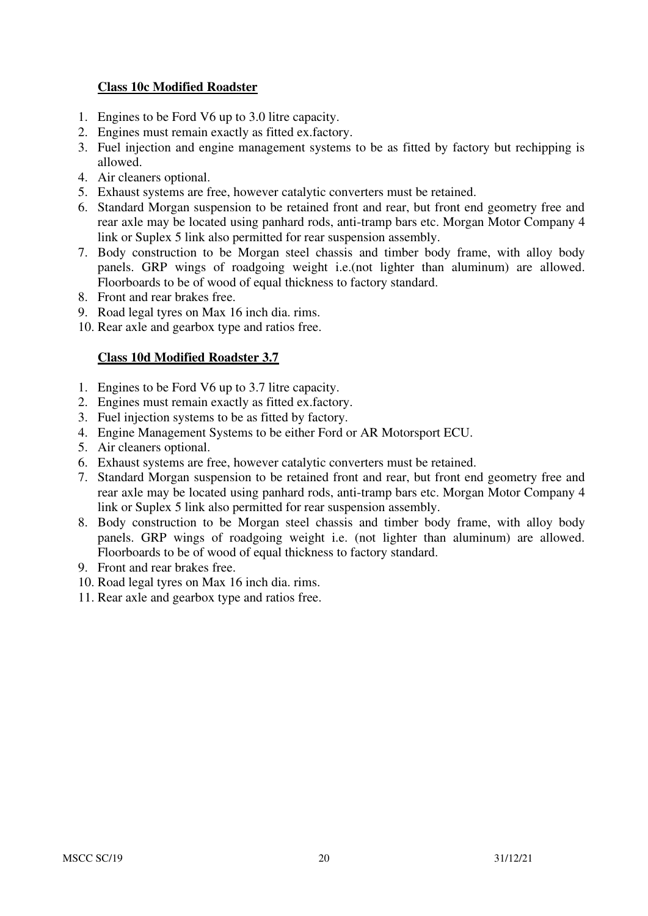**Class 10c Modified Roadster**

1. Engines to be Ford V6 up to 3.0 litre capacity.
2. Engines must remain exactly as fitted ex.factory.
3. Fuel injection and engine management systems to be as fitted by factory but rechipping is allowed.
4. Air cleaners optional.
5. Exhaust systems are free, however catalytic converters must be retained.
6. Standard Morgan suspension to be retained front and rear, but front end geometry free and rear axle may be located using panhard rods, anti-tramp bars etc. Morgan Motor Company 4 link or Suplex 5 link also permitted for rear suspension assembly.
7. Body construction to be Morgan steel chassis and timber body frame, with alloy body panels. GRP wings of roadgoing weight i.e.(not lighter than aluminum) are allowed. Floorboards to be of wood of equal thickness to factory standard.
8. Front and rear brakes free.
9. Road legal tyres on Max 16 inch dia. rims.
10. Rear axle and gearbox type and ratios free.

**Class 10d Modified Roadster 3.7**

1. Engines to be Ford V6 up to 3.7 litre capacity.
2. Engines must remain exactly as fitted ex.factory.
3. Fuel injection systems to be as fitted by factory.
4. Engine Management Systems to be either Ford or AR Motorsport ECU.
5. Air cleaners optional.
6. Exhaust systems are free, however catalytic converters must be retained.
7. Standard Morgan suspension to be retained front and rear, but front end geometry free and rear axle may be located using panhard rods, anti-tramp bars etc. Morgan Motor Company 4 link or Suplex 5 link also permitted for rear suspension assembly.
8. Body construction to be Morgan steel chassis and timber body frame, with alloy body panels. GRP wings of roadgoing weight i.e. (not lighter than aluminum) are allowed. Floorboards to be of wood of equal thickness to factory standard.
9. Front and rear brakes free.
10. Road legal tyres on Max 16 inch dia. rims.
11. Rear axle and gearbox type and ratios free.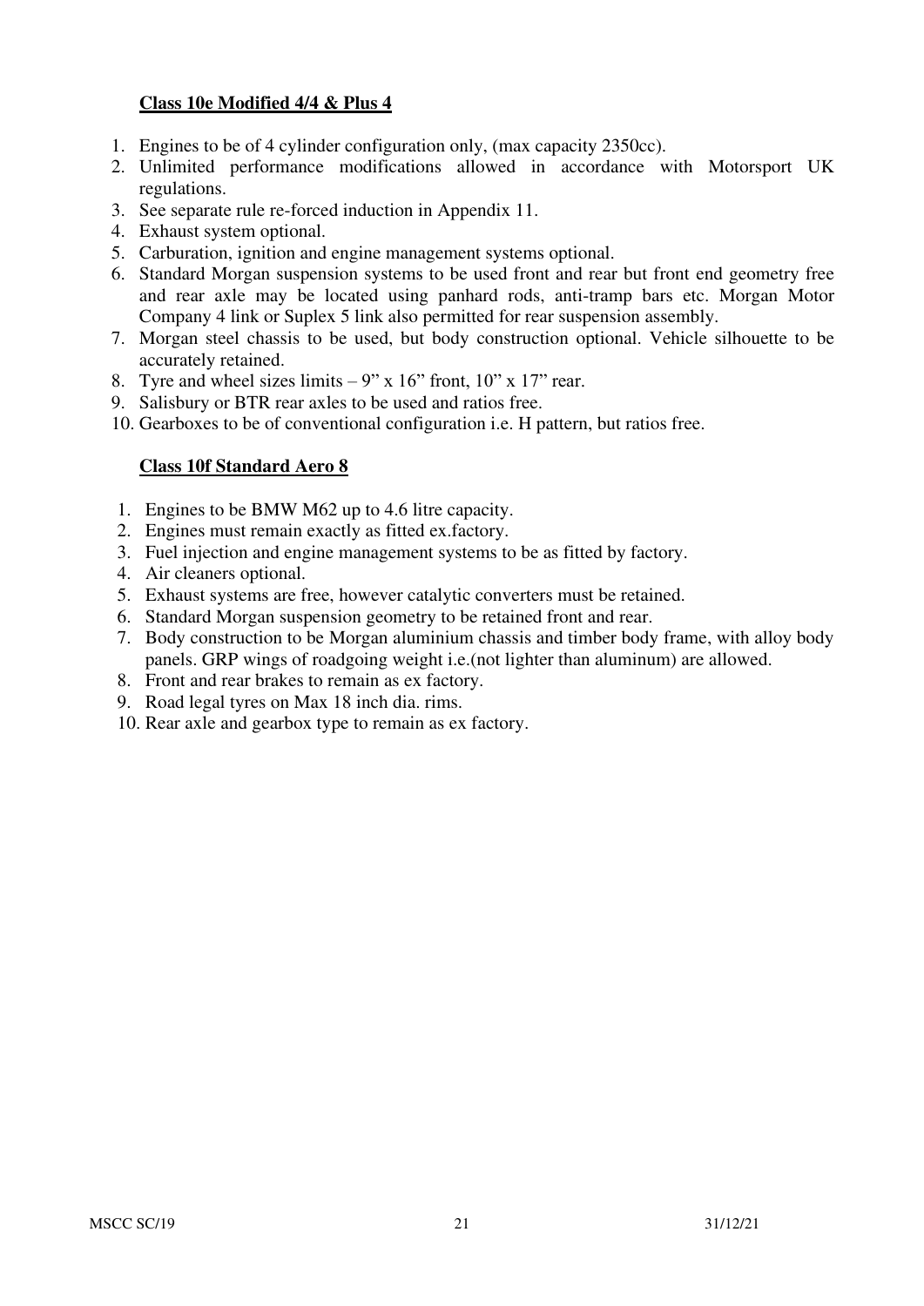## Class 10e Modified 4/4 & Plus 4

1. Engines to be of 4 cylinder configuration only, (max capacity 2350cc).
2. Unlimited performance modifications allowed in accordance with Motorsport UK regulations.
3. See separate rule re-forced induction in Appendix 11.
4. Exhaust system optional.
5. Carburation, ignition and engine management systems optional.
6. Standard Morgan suspension systems to be used front and rear but front end geometry free and rear axle may be located using panhard rods, anti-tramp bars etc. Morgan Motor Company 4 link or Suplex 5 link also permitted for rear suspension assembly.
7. Morgan steel chassis to be used, but body construction optional. Vehicle silhouette to be accurately retained.
8. Tyre and wheel sizes limits – 9" x 16" front, 10" x 17" rear.
9. Salisbury or BTR rear axles to be used and ratios free.
10. Gearboxes to be of conventional configuration i.e. H pattern, but ratios free.

## Class 10f Standard Aero 8

1. Engines to be BMW M62 up to 4.6 litre capacity.
2. Engines must remain exactly as fitted ex.factory.
3. Fuel injection and engine management systems to be as fitted by factory.
4. Air cleaners optional.
5. Exhaust systems are free, however catalytic converters must be retained.
6. Standard Morgan suspension geometry to be retained front and rear.
7. Body construction to be Morgan aluminium chassis and timber body frame, with alloy body panels. GRP wings of roadgoing weight i.e.(not lighter than aluminum) are allowed.
8. Front and rear brakes to remain as ex factory.
9. Road legal tyres on Max 18 inch dia. rims.
10. Rear axle and gearbox type to remain as ex factory.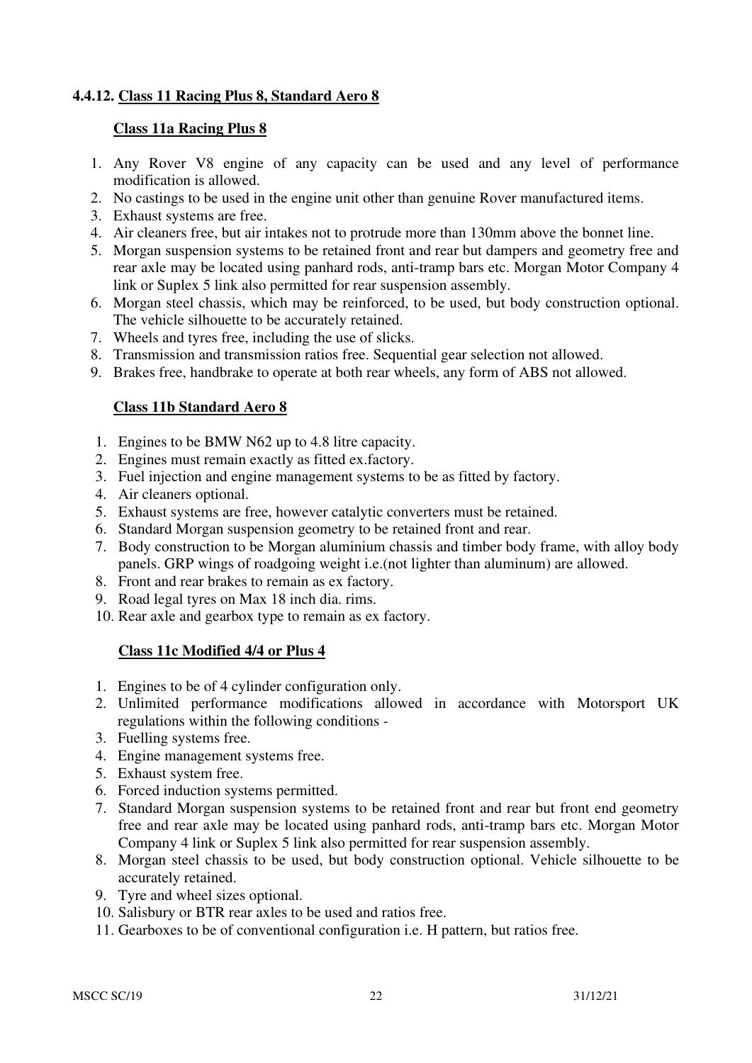#### 4.4.12. Class 11 Racing Plus 8, Standard Aero 8

**Class 11a Racing Plus 8**

1. Any Rover V8 engine of any capacity can be used and any level of performance modification is allowed.
2. No castings to be used in the engine unit other than genuine Rover manufactured items.
3. Exhaust systems are free.
4. Air cleaners free, but air intakes not to protrude more than 130mm above the bonnet line.
5. Morgan suspension systems to be retained front and rear but dampers and geometry free and rear axle may be located using panhard rods, anti-tramp bars etc. Morgan Motor Company 4 link or Suplex 5 link also permitted for rear suspension assembly.
6. Morgan steel chassis, which may be reinforced, to be used, but body construction optional. The vehicle silhouette to be accurately retained.
7. Wheels and tyres free, including the use of slicks.
8. Transmission and transmission ratios free. Sequential gear selection not allowed.
9. Brakes free, handbrake to operate at both rear wheels, any form of ABS not allowed.

**Class 11b Standard Aero 8**

1. Engines to be BMW N62 up to 4.8 litre capacity.
2. Engines must remain exactly as fitted ex.factory.
3. Fuel injection and engine management systems to be as fitted by factory.
4. Air cleaners optional.
5. Exhaust systems are free, however catalytic converters must be retained.
6. Standard Morgan suspension geometry to be retained front and rear.
7. Body construction to be Morgan aluminium chassis and timber body frame, with alloy body panels. GRP wings of roadgoing weight i.e.(not lighter than aluminum) are allowed.
8. Front and rear brakes to remain as ex factory.
9. Road legal tyres on Max 18 inch dia. rims.
10. Rear axle and gearbox type to remain as ex factory.

**Class 11c Modified 4/4 or Plus 4**

1. Engines to be of 4 cylinder configuration only.
2. Unlimited performance modifications allowed in accordance with Motorsport UK regulations within the following conditions -
3. Fuelling systems free.
4. Engine management systems free.
5. Exhaust system free.
6. Forced induction systems permitted.
7. Standard Morgan suspension systems to be retained front and rear but front end geometry free and rear axle may be located using panhard rods, anti-tramp bars etc. Morgan Motor Company 4 link or Suplex 5 link also permitted for rear suspension assembly.
8. Morgan steel chassis to be used, but body construction optional. Vehicle silhouette to be accurately retained.
9. Tyre and wheel sizes optional.
10. Salisbury or BTR rear axles to be used and ratios free.
11. Gearboxes to be of conventional configuration i.e. H pattern, but ratios free.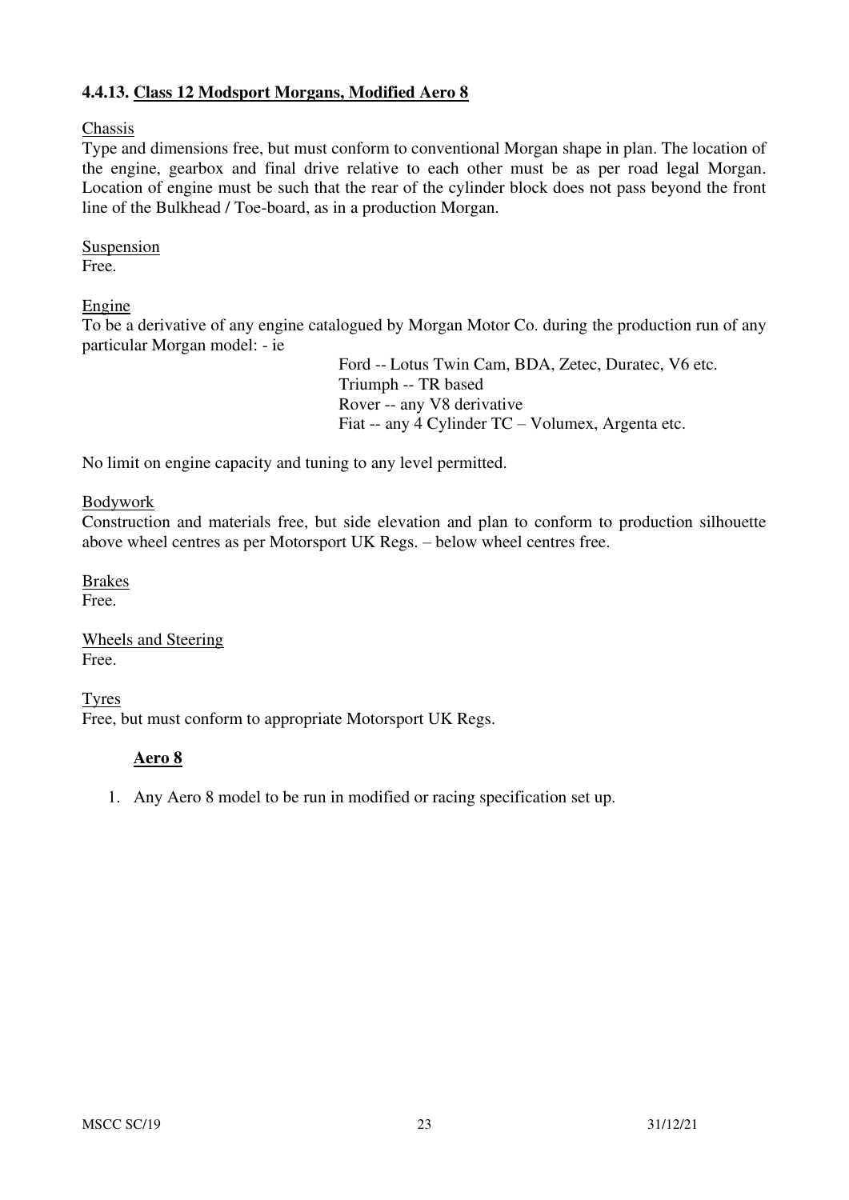### 4.4.13. Class 12 Modsport Morgans, Modified Aero 8

Chassis

Type and dimensions free, but must conform to conventional Morgan shape in plan. The location of the engine, gearbox and final drive relative to each other must be as per road legal Morgan. Location of engine must be such that the rear of the cylinder block does not pass beyond the front line of the Bulkhead / Toe-board, as in a production Morgan.

Suspension

Free.

Engine

To be a derivative of any engine catalogued by Morgan Motor Co. during the production run of any particular Morgan model: - ie

Ford -- Lotus Twin Cam, BDA, Zetec, Duratec, V6 etc.
Triumph -- TR based
Rover -- any V8 derivative
Fiat -- any 4 Cylinder TC – Volumex, Argenta etc.

No limit on engine capacity and tuning to any level permitted.

Bodywork

Construction and materials free, but side elevation and plan to conform to production silhouette above wheel centres as per Motorsport UK Regs. – below wheel centres free.

Brakes

Free.

Wheels and Steering

Free.

Tyres

Free, but must conform to appropriate Motorsport UK Regs.

**Aero 8**

1. Any Aero 8 model to be run in modified or racing specification set up.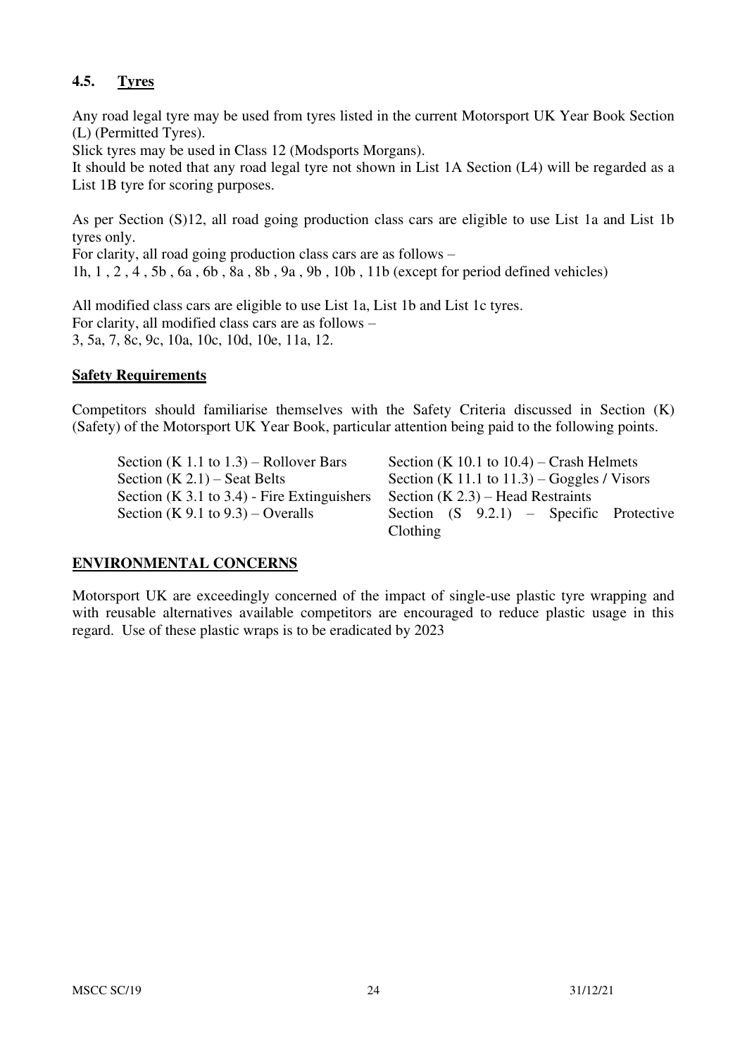## 4.5. Tyres

Any road legal tyre may be used from tyres listed in the current Motorsport UK Year Book Section (L) (Permitted Tyres).
Slick tyres may be used in Class 12 (Modsports Morgans).
It should be noted that any road legal tyre not shown in List 1A Section (L4) will be regarded as a List 1B tyre for scoring purposes.

As per Section (S)12, all road going production class cars are eligible to use List 1a and List 1b tyres only.
For clarity, all road going production class cars are as follows –
1h, 1 , 2 , 4 , 5b , 6a , 6b , 8a , 8b , 9a , 9b , 10b , 11b (except for period defined vehicles)

All modified class cars are eligible to use List 1a, List 1b and List 1c tyres.
For clarity, all modified class cars are as follows –
3, 5a, 7, 8c, 9c, 10a, 10c, 10d, 10e, 11a, 12.

**Safety Requirements**

Competitors should familiarise themselves with the Safety Criteria discussed in Section (K) (Safety) of the Motorsport UK Year Book, particular attention being paid to the following points.

| | |
|---|---|
| Section (K 1.1 to 1.3) – Rollover Bars | Section (K 10.1 to 10.4) – Crash Helmets |
| Section (K 2.1) – Seat Belts | Section (K 11.1 to 11.3) – Goggles / Visors |
| Section (K 3.1 to 3.4) - Fire Extinguishers | Section (K 2.3) – Head Restraints |
| Section (K 9.1 to 9.3) – Overalls | Section (S 9.2.1) – Specific Protective Clothing |

**ENVIRONMENTAL CONCERNS**

Motorsport UK are exceedingly concerned of the impact of single-use plastic tyre wrapping and with reusable alternatives available competitors are encouraged to reduce plastic usage in this regard. Use of these plastic wraps is to be eradicated by 2023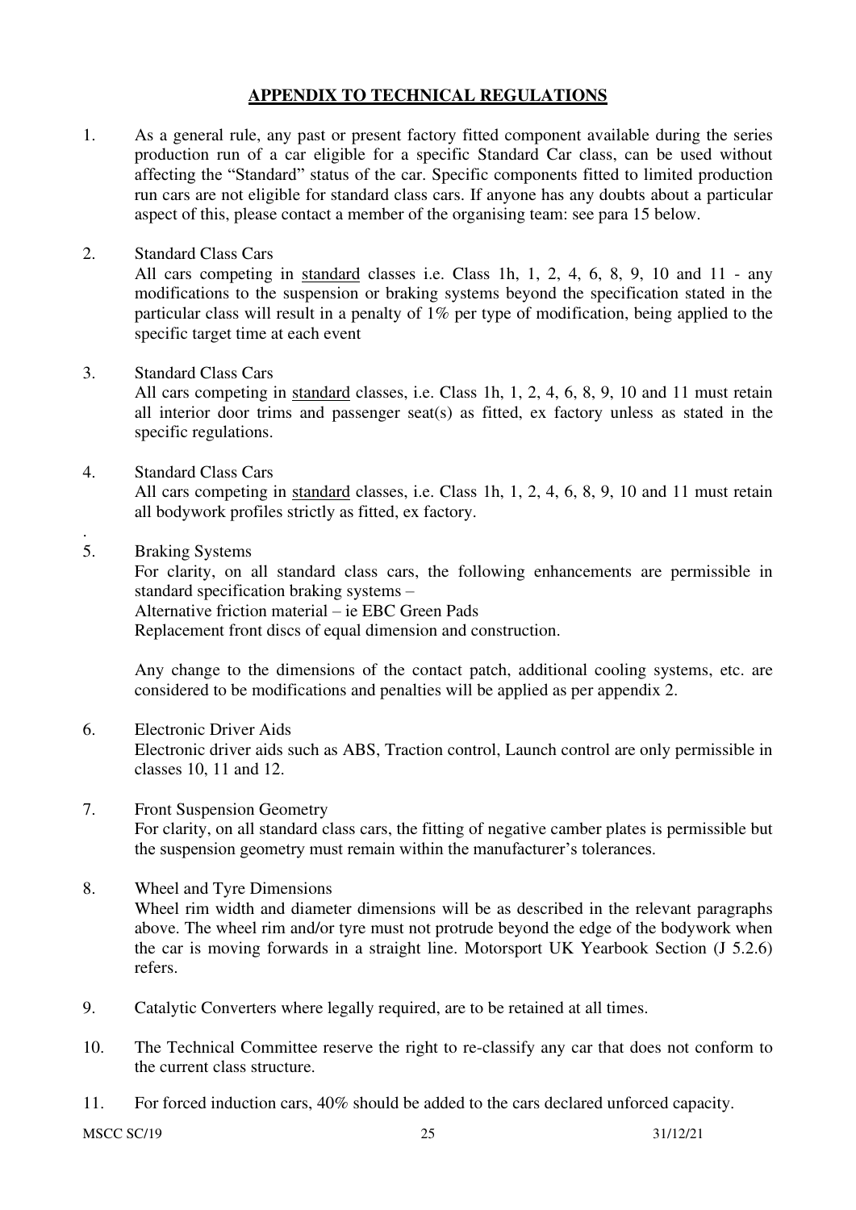## APPENDIX TO TECHNICAL REGULATIONS

1. As a general rule, any past or present factory fitted component available during the series production run of a car eligible for a specific Standard Car class, can be used without affecting the "Standard" status of the car. Specific components fitted to limited production run cars are not eligible for standard class cars. If anyone has any doubts about a particular aspect of this, please contact a member of the organising team: see para 15 below.

2. Standard Class Cars
   All cars competing in <u>standard</u> classes i.e. Class 1h, 1, 2, 4, 6, 8, 9, 10 and 11 - any modifications to the suspension or braking systems beyond the specification stated in the particular class will result in a penalty of 1% per type of modification, being applied to the specific target time at each event

3. Standard Class Cars
   All cars competing in <u>standard</u> classes, i.e. Class 1h, 1, 2, 4, 6, 8, 9, 10 and 11 must retain all interior door trims and passenger seat(s) as fitted, ex factory unless as stated in the specific regulations.

4. Standard Class Cars
   All cars competing in <u>standard</u> classes, i.e. Class 1h, 1, 2, 4, 6, 8, 9, 10 and 11 must retain all bodywork profiles strictly as fitted, ex factory.

.

5. Braking Systems
   For clarity, on all standard class cars, the following enhancements are permissible in standard specification braking systems –
   Alternative friction material – ie EBC Green Pads
   Replacement front discs of equal dimension and construction.

   Any change to the dimensions of the contact patch, additional cooling systems, etc. are considered to be modifications and penalties will be applied as per appendix 2.

6. Electronic Driver Aids
   Electronic driver aids such as ABS, Traction control, Launch control are only permissible in classes 10, 11 and 12.

7. Front Suspension Geometry
   For clarity, on all standard class cars, the fitting of negative camber plates is permissible but the suspension geometry must remain within the manufacturer's tolerances.

8. Wheel and Tyre Dimensions
   Wheel rim width and diameter dimensions will be as described in the relevant paragraphs above. The wheel rim and/or tyre must not protrude beyond the edge of the bodywork when the car is moving forwards in a straight line. Motorsport UK Yearbook Section (J 5.2.6) refers.

9. Catalytic Converters where legally required, are to be retained at all times.

10. The Technical Committee reserve the right to re-classify any car that does not conform to the current class structure.

11. For forced induction cars, 40% should be added to the cars declared unforced capacity.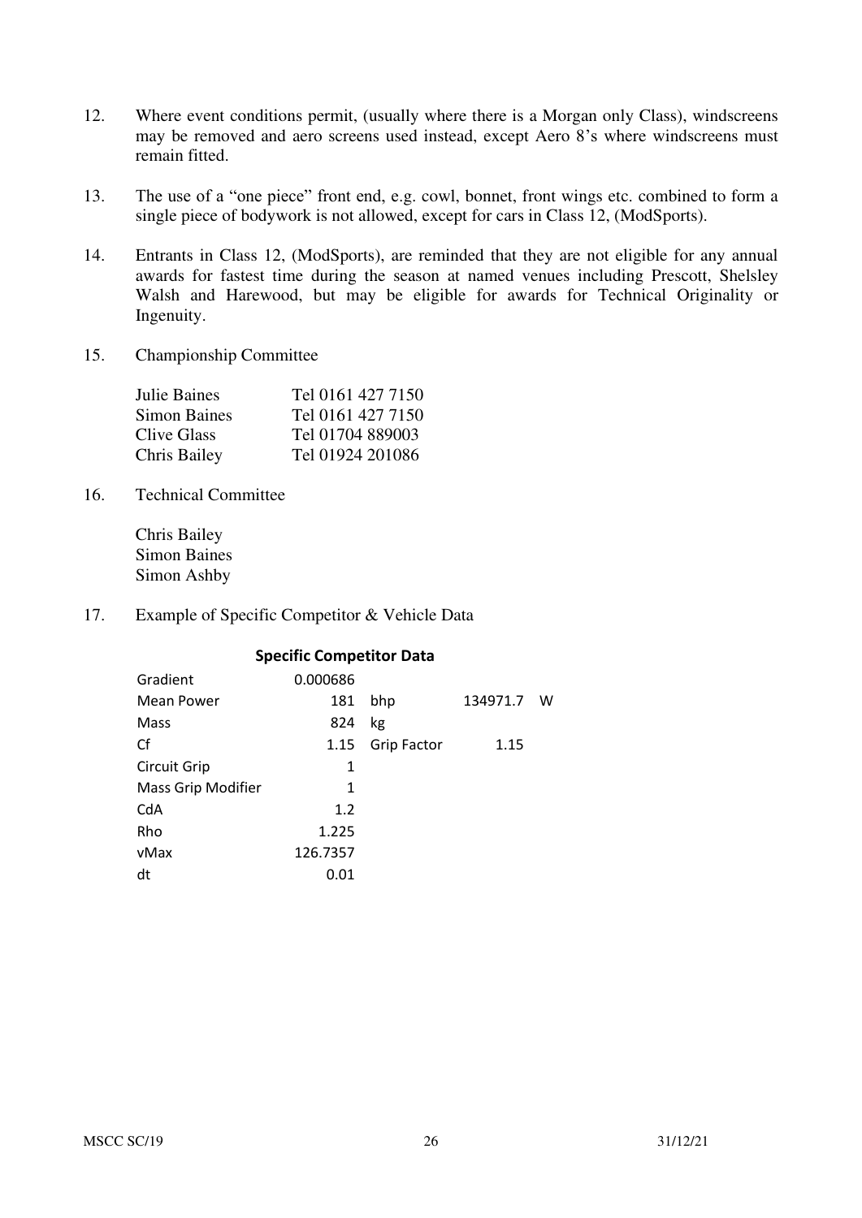12. Where event conditions permit, (usually where there is a Morgan only Class), windscreens may be removed and aero screens used instead, except Aero 8's where windscreens must remain fitted.

13. The use of a "one piece" front end, e.g. cowl, bonnet, front wings etc. combined to form a single piece of bodywork is not allowed, except for cars in Class 12, (ModSports).

14. Entrants in Class 12, (ModSports), are reminded that they are not eligible for any annual awards for fastest time during the season at named venues including Prescott, Shelsley Walsh and Harewood, but may be eligible for awards for Technical Originality or Ingenuity.

15. Championship Committee

| | |
|---|---|
| Julie Baines | Tel 0161 427 7150 |
| Simon Baines | Tel 0161 427 7150 |
| Clive Glass | Tel 01704 889003 |
| Chris Bailey | Tel 01924 201086 |

16. Technical Committee

Chris Bailey
Simon Baines
Simon Ashby

17. Example of Specific Competitor & Vehicle Data

**Specific Competitor Data**

| | | | | |
|---|---|---|---|---|
| Gradient | 0.000686 | | | |
| Mean Power | 181 | bhp | 134971.7 | W |
| Mass | 824 | kg | | |
| Cf | 1.15 | Grip Factor | 1.15 | |
| Circuit Grip | 1 | | | |
| Mass Grip Modifier | 1 | | | |
| CdA | 1.2 | | | |
| Rho | 1.225 | | | |
| vMax | 126.7357 | | | |
| dt | 0.01 | | | |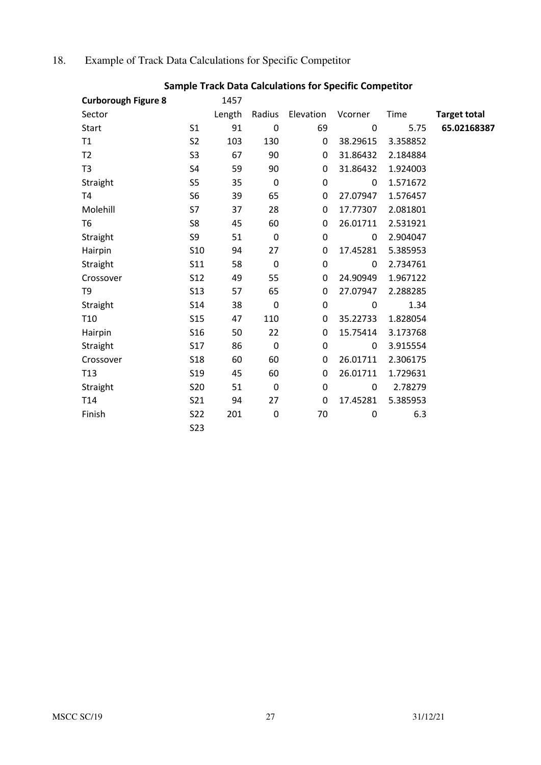18. Example of Track Data Calculations for Specific Competitor

**Sample Track Data Calculations for Specific Competitor**

| **Curborough Figure 8** | | 1457 | | | | | |
|---|---|---|---|---|---|---|---|
| Sector | | Length | Radius | Elevation | Vcorner | Time | **Target total** |
| Start | S1 | 91 | 0 | 69 | 0 | 5.75 | **65.02168387** |
| T1 | S2 | 103 | 130 | 0 | 38.29615 | 3.358852 | |
| T2 | S3 | 67 | 90 | 0 | 31.86432 | 2.184884 | |
| T3 | S4 | 59 | 90 | 0 | 31.86432 | 1.924003 | |
| Straight | S5 | 35 | 0 | 0 | 0 | 1.571672 | |
| T4 | S6 | 39 | 65 | 0 | 27.07947 | 1.576457 | |
| Molehill | S7 | 37 | 28 | 0 | 17.77307 | 2.081801 | |
| T6 | S8 | 45 | 60 | 0 | 26.01711 | 2.531921 | |
| Straight | S9 | 51 | 0 | 0 | 0 | 2.904047 | |
| Hairpin | S10 | 94 | 27 | 0 | 17.45281 | 5.385953 | |
| Straight | S11 | 58 | 0 | 0 | 0 | 2.734761 | |
| Crossover | S12 | 49 | 55 | 0 | 24.90949 | 1.967122 | |
| T9 | S13 | 57 | 65 | 0 | 27.07947 | 2.288285 | |
| Straight | S14 | 38 | 0 | 0 | 0 | 1.34 | |
| T10 | S15 | 47 | 110 | 0 | 35.22733 | 1.828054 | |
| Hairpin | S16 | 50 | 22 | 0 | 15.75414 | 3.173768 | |
| Straight | S17 | 86 | 0 | 0 | 0 | 3.915554 | |
| Crossover | S18 | 60 | 60 | 0 | 26.01711 | 2.306175 | |
| T13 | S19 | 45 | 60 | 0 | 26.01711 | 1.729631 | |
| Straight | S20 | 51 | 0 | 0 | 0 | 2.78279 | |
| T14 | S21 | 94 | 27 | 0 | 17.45281 | 5.385953 | |
| Finish | S22 | 201 | 0 | 70 | 0 | 6.3 | |
| | S23 | | | | | | |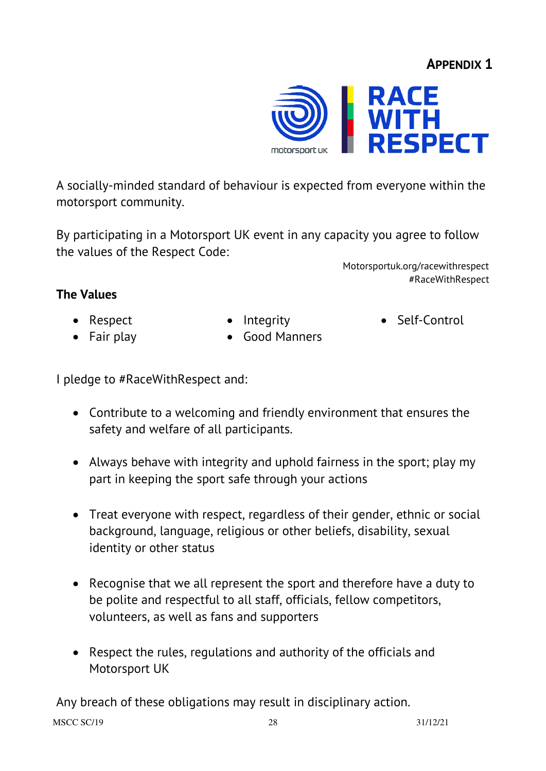**APPENDIX 1**

RACE WITH RESPECT

A socially-minded standard of behaviour is expected from everyone within the motorsport community.

By participating in a Motorsport UK event in any capacity you agree to follow the values of the Respect Code:

Motorsportuk.org/racewithrespect
#RaceWithRespect

**The Values**

- Respect
- Fair play
- Integrity
- Good Manners
- Self-Control

I pledge to #RaceWithRespect and:

- Contribute to a welcoming and friendly environment that ensures the safety and welfare of all participants.
- Always behave with integrity and uphold fairness in the sport; play my part in keeping the sport safe through your actions
- Treat everyone with respect, regardless of their gender, ethnic or social background, language, religious or other beliefs, disability, sexual identity or other status
- Recognise that we all represent the sport and therefore have a duty to be polite and respectful to all staff, officials, fellow competitors, volunteers, as well as fans and supporters
- Respect the rules, regulations and authority of the officials and Motorsport UK

Any breach of these obligations may result in disciplinary action.